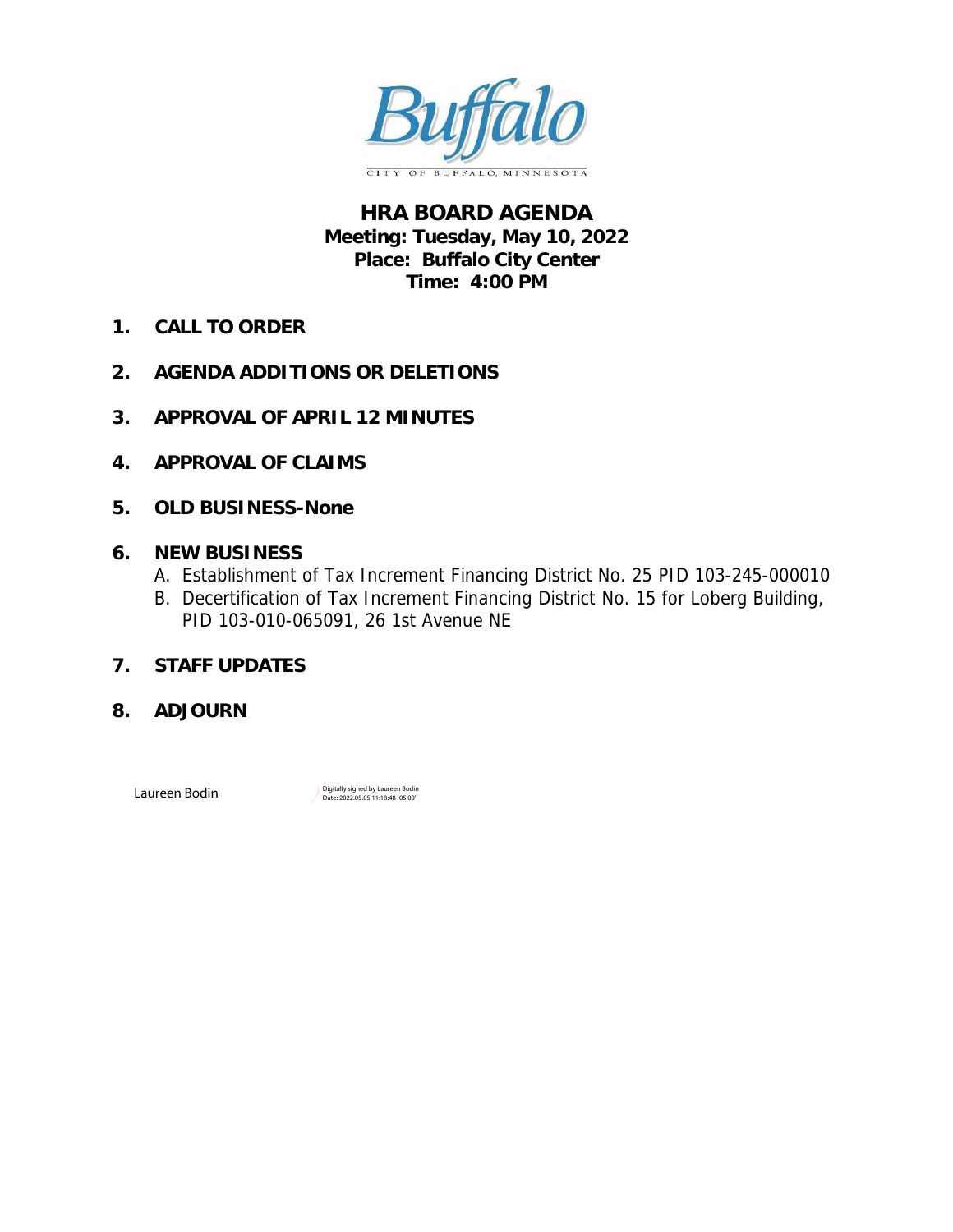Buffalo

CITY OF BUFFALO, MINNESOTA

# HRA BOARD AGENDA

**Meeting: Tuesday, May 10, 2022**
**Place: Buffalo City Center**
**Time: 4:00 PM**

1. **CALL TO ORDER**
2. **AGENDA ADDITIONS OR DELETIONS**
3. **APPROVAL OF APRIL 12 MINUTES**
4. **APPROVAL OF CLAIMS**
5. **OLD BUSINESS-None**
6. **NEW BUSINESS**
   A. Establishment of Tax Increment Financing District No. 25 PID 103-245-000010
   B. Decertification of Tax Increment Financing District No. 15 for Loberg Building, PID 103-010-065091, 26 1st Avenue NE
7. **STAFF UPDATES**
8. **ADJOURN**

Laureen Bodin — Digitally signed by Laureen Bodin Date: 2022.05.05 11:18:48 -05'00'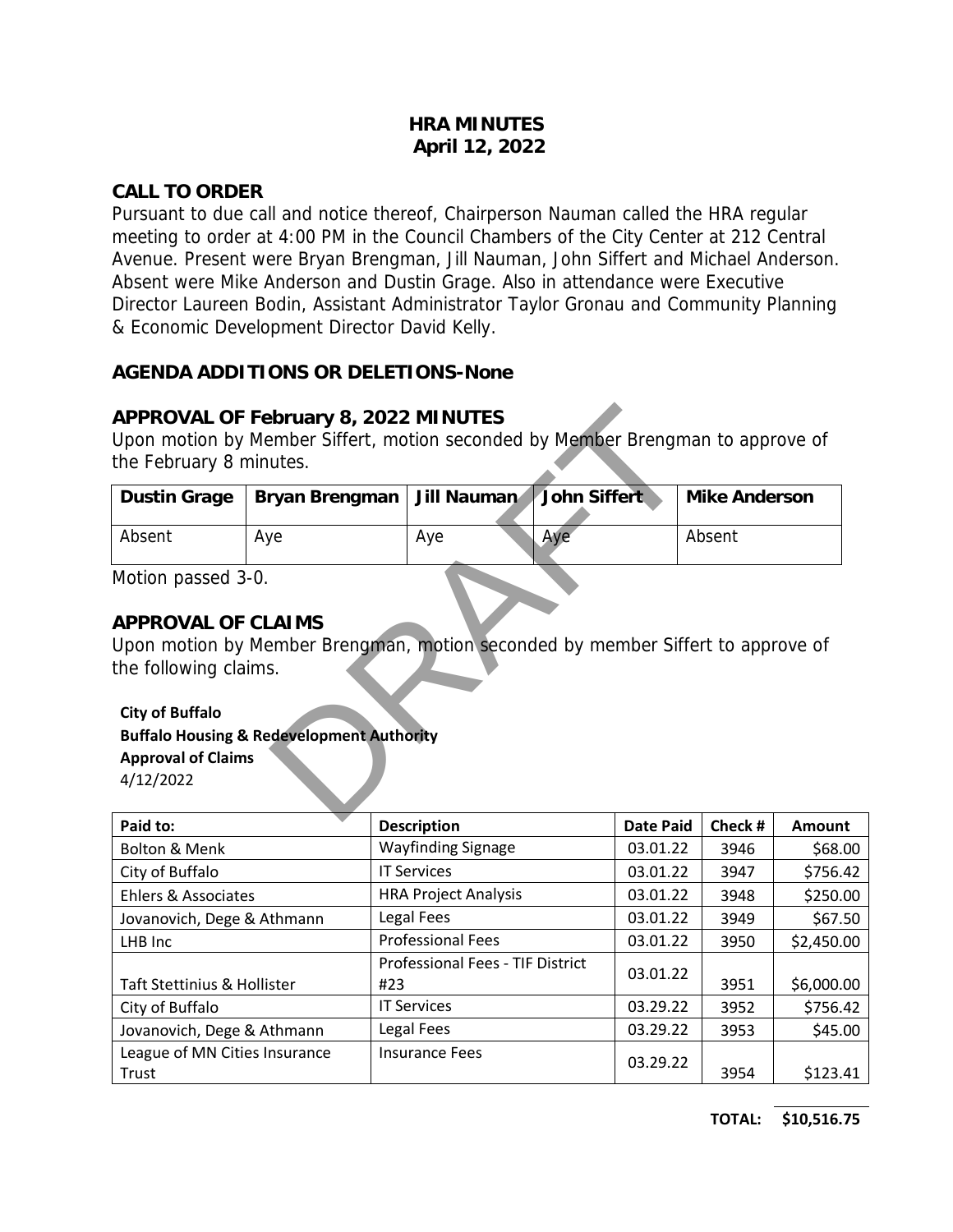# HRA MINUTES
April 12, 2022

## CALL TO ORDER

Pursuant to due call and notice thereof, Chairperson Nauman called the HRA regular meeting to order at 4:00 PM in the Council Chambers of the City Center at 212 Central Avenue. Present were Bryan Brengman, Jill Nauman, John Siffert and Michael Anderson. Absent were Mike Anderson and Dustin Grage. Also in attendance were Executive Director Laureen Bodin, Assistant Administrator Taylor Gronau and Community Planning & Economic Development Director David Kelly.

## AGENDA ADDITIONS OR DELETIONS-None

## APPROVAL OF February 8, 2022 MINUTES

Upon motion by Member Siffert, motion seconded by Member Brengman to approve of the February 8 minutes.

| Dustin Grage | Bryan Brengman | Jill Nauman | John Siffert | Mike Anderson |
|---|---|---|---|---|
| Absent | Aye | Aye | Aye | Absent |

Motion passed 3-0.

## APPROVAL OF CLAIMS

Upon motion by Member Brengman, motion seconded by member Siffert to approve of the following claims.

**City of Buffalo**
**Buffalo Housing & Redevelopment Authority**
**Approval of Claims**
4/12/2022

| Paid to: | Description | Date Paid | Check # | Amount |
|---|---|---|---|---|
| Bolton & Menk | Wayfinding Signage | 03.01.22 | 3946 | $68.00 |
| City of Buffalo | IT Services | 03.01.22 | 3947 | $756.42 |
| Ehlers & Associates | HRA Project Analysis | 03.01.22 | 3948 | $250.00 |
| Jovanovich, Dege & Athmann | Legal Fees | 03.01.22 | 3949 | $67.50 |
| LHB Inc | Professional Fees | 03.01.22 | 3950 | $2,450.00 |
| Taft Stettinius & Hollister | Professional Fees - TIF District #23 | 03.01.22 | 3951 | $6,000.00 |
| City of Buffalo | IT Services | 03.29.22 | 3952 | $756.42 |
| Jovanovich, Dege & Athmann | Legal Fees | 03.29.22 | 3953 | $45.00 |
| League of MN Cities Insurance Trust | Insurance Fees | 03.29.22 | 3954 | $123.41 |
| | | | **TOTAL:** | **$10,516.75** |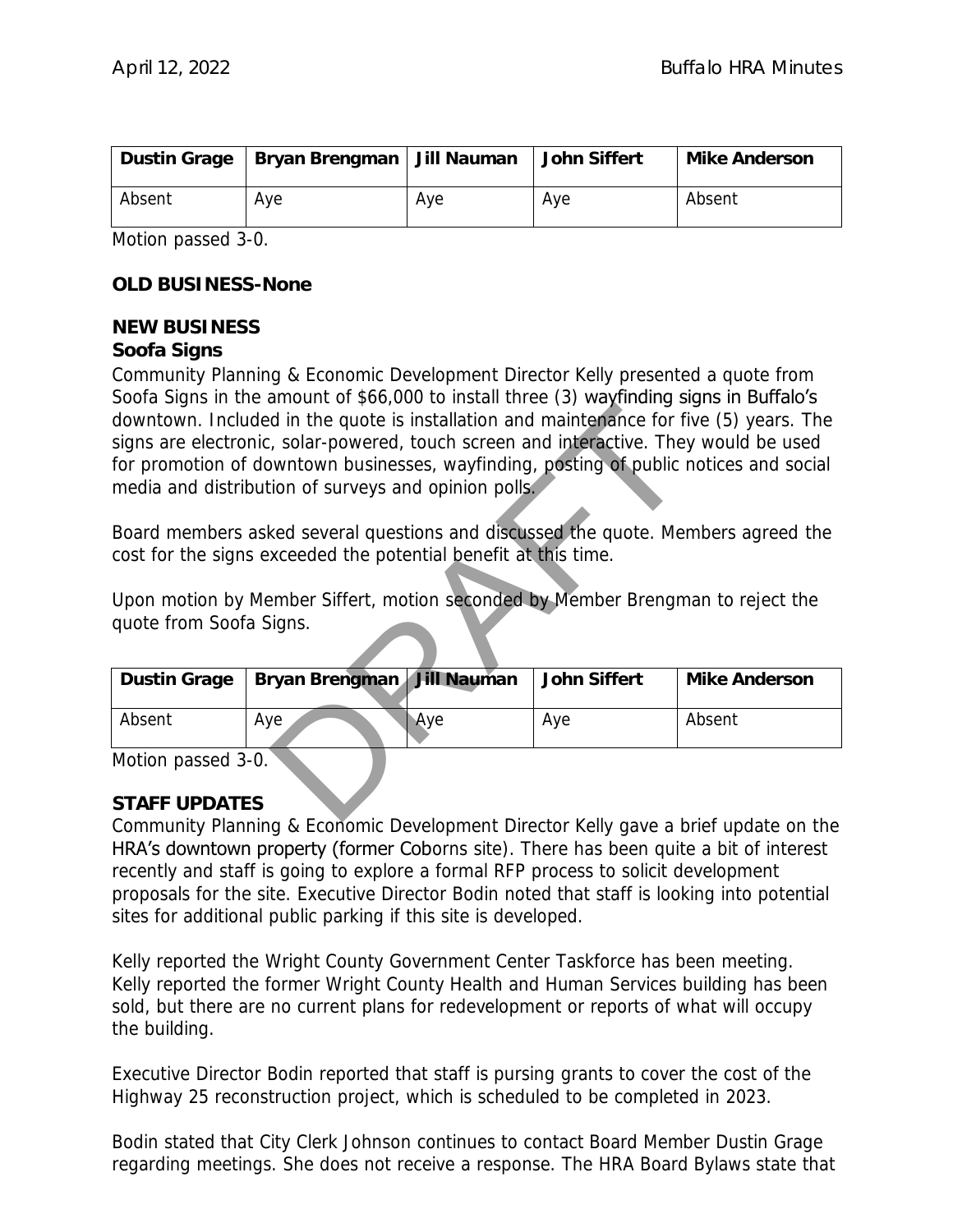| Dustin Grage | Bryan Brengman | Jill Nauman | John Siffert | Mike Anderson |
|---|---|---|---|---|
| Absent | Aye | Aye | Aye | Absent |

Motion passed 3-0.

## OLD BUSINESS-None

## NEW BUSINESS

### Soofa Signs

Community Planning & Economic Development Director Kelly presented a quote from Soofa Signs in the amount of $66,000 to install three (3) wayfinding signs in Buffalo's downtown. Included in the quote is installation and maintenance for five (5) years. The signs are electronic, solar-powered, touch screen and interactive. They would be used for promotion of downtown businesses, wayfinding, posting of public notices and social media and distribution of surveys and opinion polls.

Board members asked several questions and discussed the quote. Members agreed the cost for the signs exceeded the potential benefit at this time.

Upon motion by Member Siffert, motion seconded by Member Brengman to reject the quote from Soofa Signs.

| Dustin Grage | Bryan Brengman | Jill Nauman | John Siffert | Mike Anderson |
|---|---|---|---|---|
| Absent | Aye | Aye | Aye | Absent |

Motion passed 3-0.

## STAFF UPDATES

Community Planning & Economic Development Director Kelly gave a brief update on the HRA's downtown property (former Coborns site). There has been quite a bit of interest recently and staff is going to explore a formal RFP process to solicit development proposals for the site. Executive Director Bodin noted that staff is looking into potential sites for additional public parking if this site is developed.

Kelly reported the Wright County Government Center Taskforce has been meeting. Kelly reported the former Wright County Health and Human Services building has been sold, but there are no current plans for redevelopment or reports of what will occupy the building.

Executive Director Bodin reported that staff is pursing grants to cover the cost of the Highway 25 reconstruction project, which is scheduled to be completed in 2023.

Bodin stated that City Clerk Johnson continues to contact Board Member Dustin Grage regarding meetings. She does not receive a response. The HRA Board Bylaws state that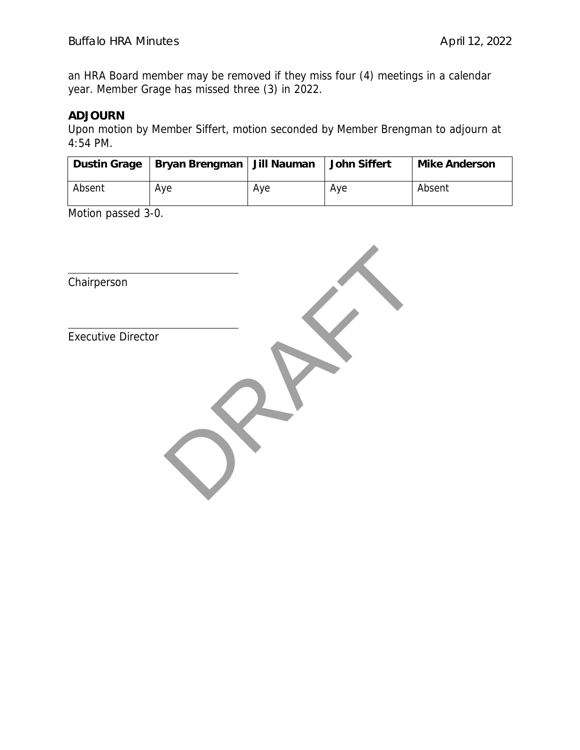an HRA Board member may be removed if they miss four (4) meetings in a calendar year. Member Grage has missed three (3) in 2022.

**ADJOURN**

Upon motion by Member Siffert, motion seconded by Member Brengman to adjourn at 4:54 PM.

| Dustin Grage | Bryan Brengman | Jill Nauman | John Siffert | Mike Anderson |
|---|---|---|---|---|
| Absent | Aye | Aye | Aye | Absent |

Motion passed 3-0.

\_\_\_\_\_\_\_\_\_\_\_\_\_\_\_\_\_\_\_\_\_\_\_\_\_\_\_\_\_\_\_\_

Chairperson

\_\_\_\_\_\_\_\_\_\_\_\_\_\_\_\_\_\_\_\_\_\_\_\_\_\_\_\_\_\_\_\_

Executive Director

DRAFT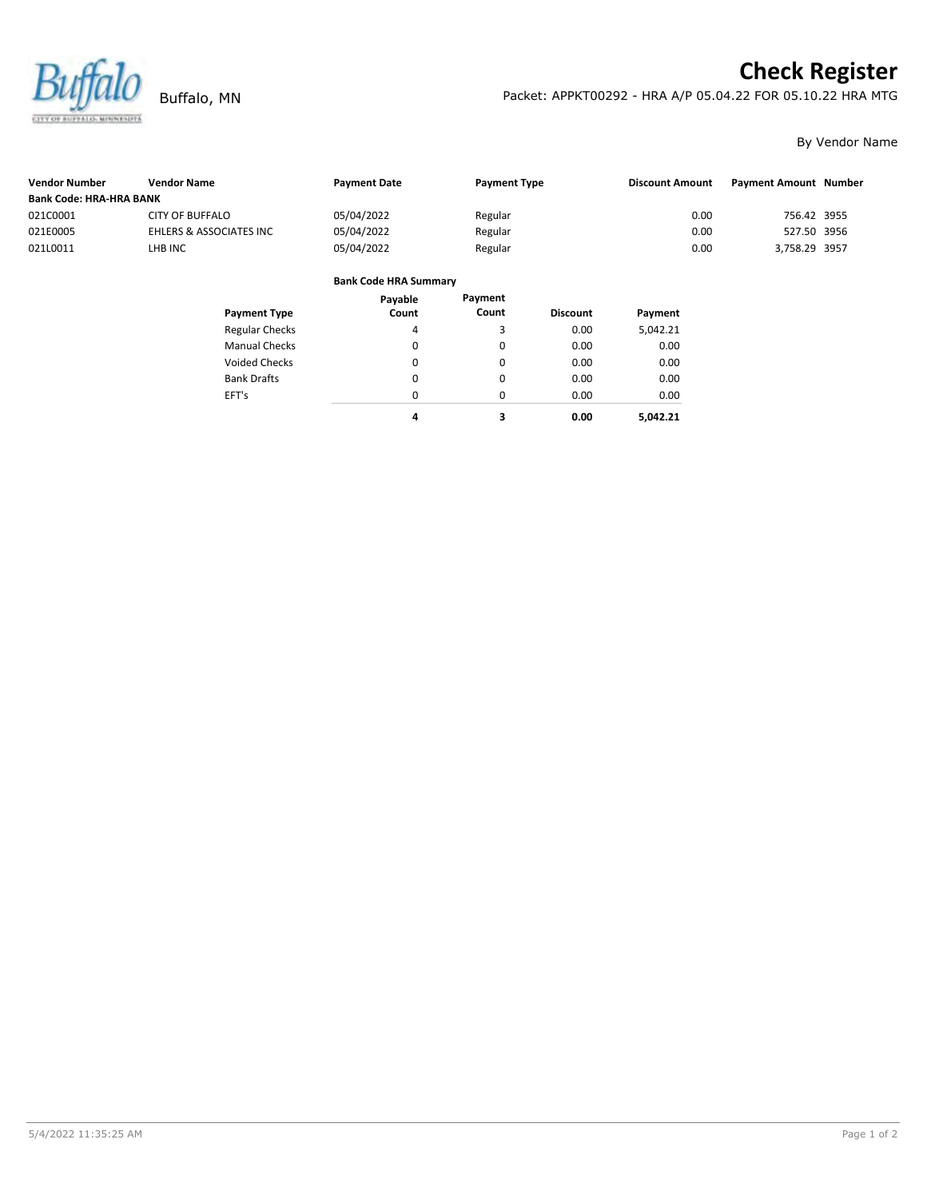# Check Register

Buffalo, MN

Packet: APPKT00292 - HRA A/P 05.04.22 FOR 05.10.22 HRA MTG

By Vendor Name

| Vendor Number | Vendor Name | Payment Date | Payment Type | Discount Amount | Payment Amount | Number |
|---|---|---|---|---|---|---|
| **Bank Code: HRA-HRA BANK** | | | | | | |
| 021C0001 | CITY OF BUFFALO | 05/04/2022 | Regular | 0.00 | 756.42 | 3955 |
| 021E0005 | EHLERS & ASSOCIATES INC | 05/04/2022 | Regular | 0.00 | 527.50 | 3956 |
| 021L0011 | LHB INC | 05/04/2022 | Regular | 0.00 | 3,758.29 | 3957 |

**Bank Code HRA Summary**

| Payment Type | Payable Count | Payment Count | Discount | Payment |
|---|---|---|---|---|
| Regular Checks | 4 | 3 | 0.00 | 5,042.21 |
| Manual Checks | 0 | 0 | 0.00 | 0.00 |
| Voided Checks | 0 | 0 | 0.00 | 0.00 |
| Bank Drafts | 0 | 0 | 0.00 | 0.00 |
| EFT's | 0 | 0 | 0.00 | 0.00 |
| | **4** | **3** | **0.00** | **5,042.21** |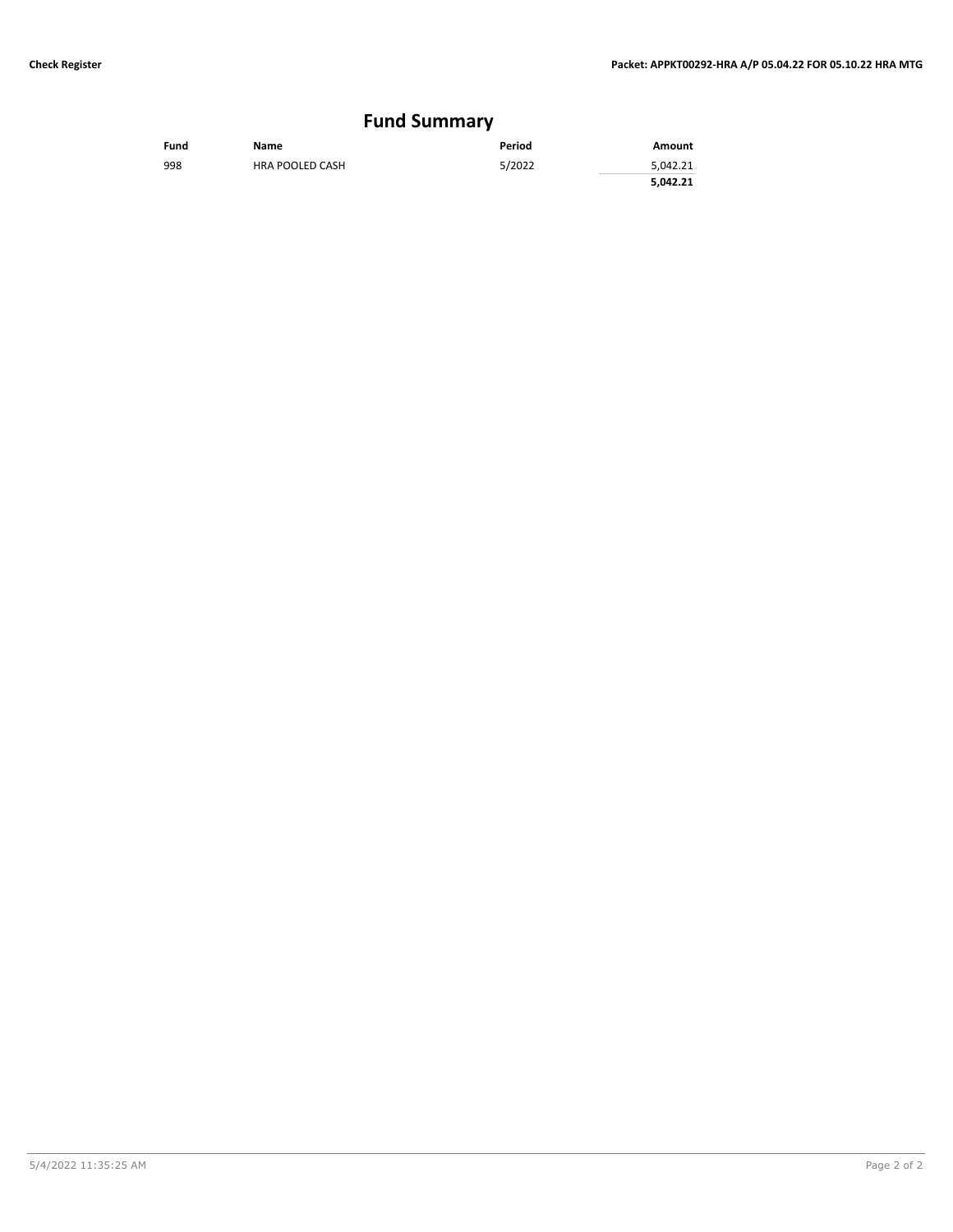## Fund Summary

| Fund | Name | Period | Amount |
|---|---|---|---|
| 998 | HRA POOLED CASH | 5/2022 | 5,042.21 |
| | | | **5,042.21** |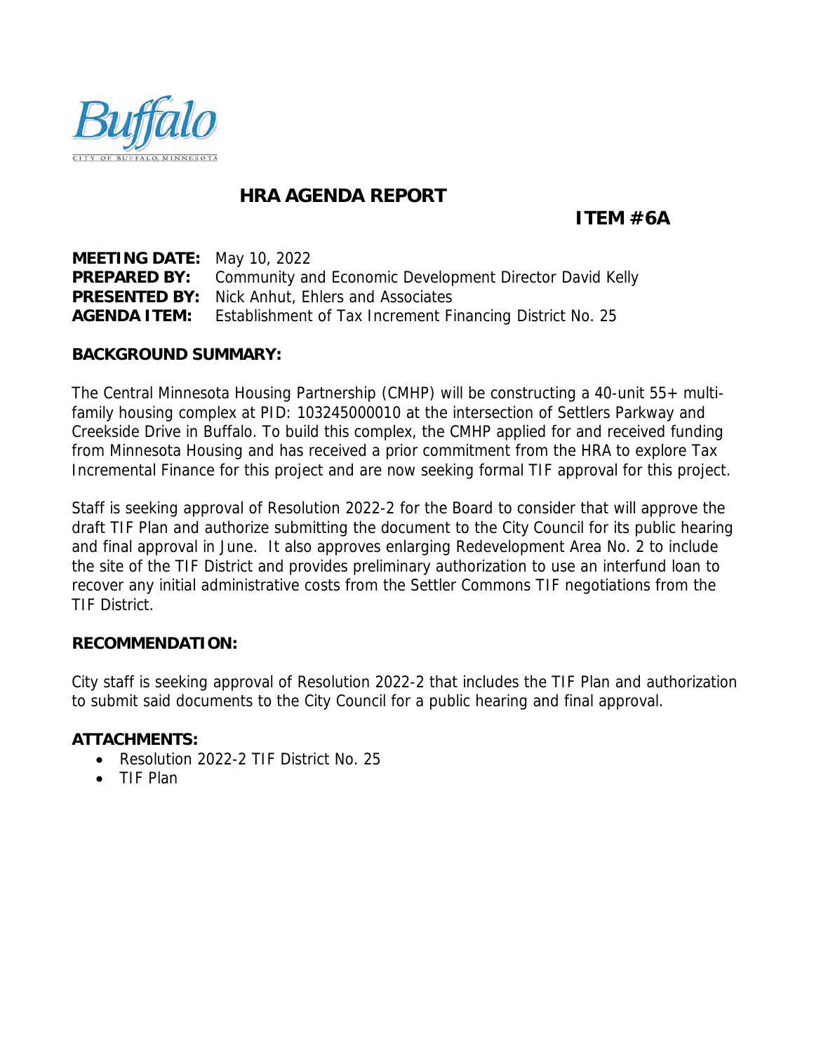# HRA AGENDA REPORT

**ITEM #6A**

**MEETING DATE:** May 10, 2022
**PREPARED BY:** Community and Economic Development Director David Kelly
**PRESENTED BY:** Nick Anhut, Ehlers and Associates
**AGENDA ITEM:** Establishment of Tax Increment Financing District No. 25

## BACKGROUND SUMMARY:

The Central Minnesota Housing Partnership (CMHP) will be constructing a 40-unit 55+ multi-family housing complex at PID: 103245000010 at the intersection of Settlers Parkway and Creekside Drive in Buffalo. To build this complex, the CMHP applied for and received funding from Minnesota Housing and has received a prior commitment from the HRA to explore Tax Incremental Finance for this project and are now seeking formal TIF approval for this project.

Staff is seeking approval of Resolution 2022-2 for the Board to consider that will approve the draft TIF Plan and authorize submitting the document to the City Council for its public hearing and final approval in June. It also approves enlarging Redevelopment Area No. 2 to include the site of the TIF District and provides preliminary authorization to use an interfund loan to recover any initial administrative costs from the Settler Commons TIF negotiations from the TIF District.

## RECOMMENDATION:

City staff is seeking approval of Resolution 2022-2 that includes the TIF Plan and authorization to submit said documents to the City Council for a public hearing and final approval.

## ATTACHMENTS:

- Resolution 2022-2 TIF District No. 25
- TIF Plan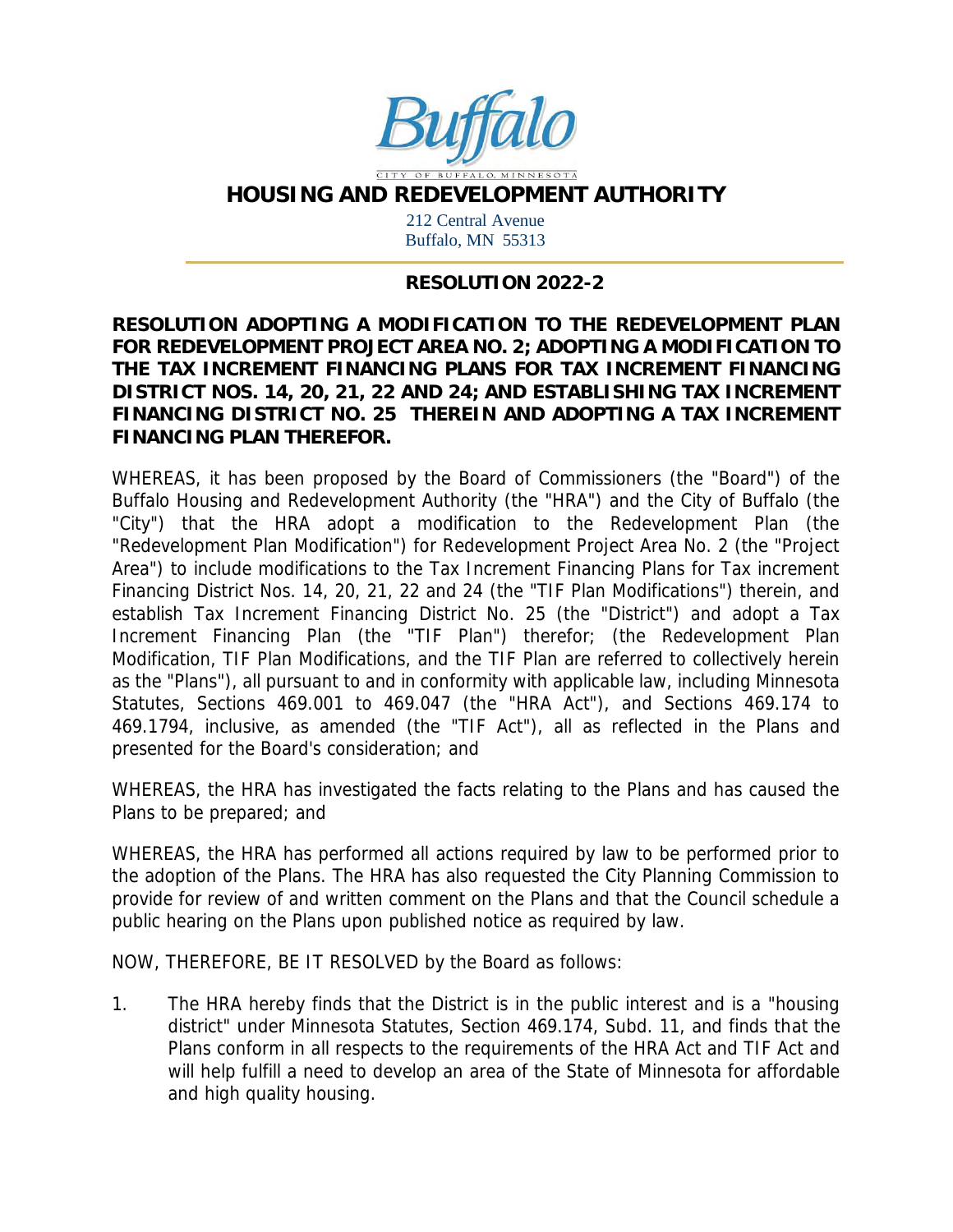Buffalo

CITY OF BUFFALO, MINNESOTA

# HOUSING AND REDEVELOPMENT AUTHORITY

212 Central Avenue
Buffalo, MN 55313

## RESOLUTION 2022-2

**RESOLUTION ADOPTING A MODIFICATION TO THE REDEVELOPMENT PLAN FOR REDEVELOPMENT PROJECT AREA NO. 2; ADOPTING A MODIFICATION TO THE TAX INCREMENT FINANCING PLANS FOR TAX INCREMENT FINANCING DISTRICT NOS. 14, 20, 21, 22 AND 24; AND ESTABLISHING TAX INCREMENT FINANCING DISTRICT NO. 25 THEREIN AND ADOPTING A TAX INCREMENT FINANCING PLAN THEREFOR.**

WHEREAS, it has been proposed by the Board of Commissioners (the "Board") of the Buffalo Housing and Redevelopment Authority (the "HRA") and the City of Buffalo (the "City") that the HRA adopt a modification to the Redevelopment Plan (the "Redevelopment Plan Modification") for Redevelopment Project Area No. 2 (the "Project Area") to include modifications to the Tax Increment Financing Plans for Tax increment Financing District Nos. 14, 20, 21, 22 and 24 (the "TIF Plan Modifications") therein, and establish Tax Increment Financing District No. 25 (the "District") and adopt a Tax Increment Financing Plan (the "TIF Plan") therefor; (the Redevelopment Plan Modification, TIF Plan Modifications, and the TIF Plan are referred to collectively herein as the "Plans"), all pursuant to and in conformity with applicable law, including Minnesota Statutes, Sections 469.001 to 469.047 (the "HRA Act"), and Sections 469.174 to 469.1794, inclusive, as amended (the "TIF Act"), all as reflected in the Plans and presented for the Board's consideration; and

WHEREAS, the HRA has investigated the facts relating to the Plans and has caused the Plans to be prepared; and

WHEREAS, the HRA has performed all actions required by law to be performed prior to the adoption of the Plans. The HRA has also requested the City Planning Commission to provide for review of and written comment on the Plans and that the Council schedule a public hearing on the Plans upon published notice as required by law.

NOW, THEREFORE, BE IT RESOLVED by the Board as follows:

1. The HRA hereby finds that the District is in the public interest and is a "housing district" under Minnesota Statutes, Section 469.174, Subd. 11, and finds that the Plans conform in all respects to the requirements of the HRA Act and TIF Act and will help fulfill a need to develop an area of the State of Minnesota for affordable and high quality housing.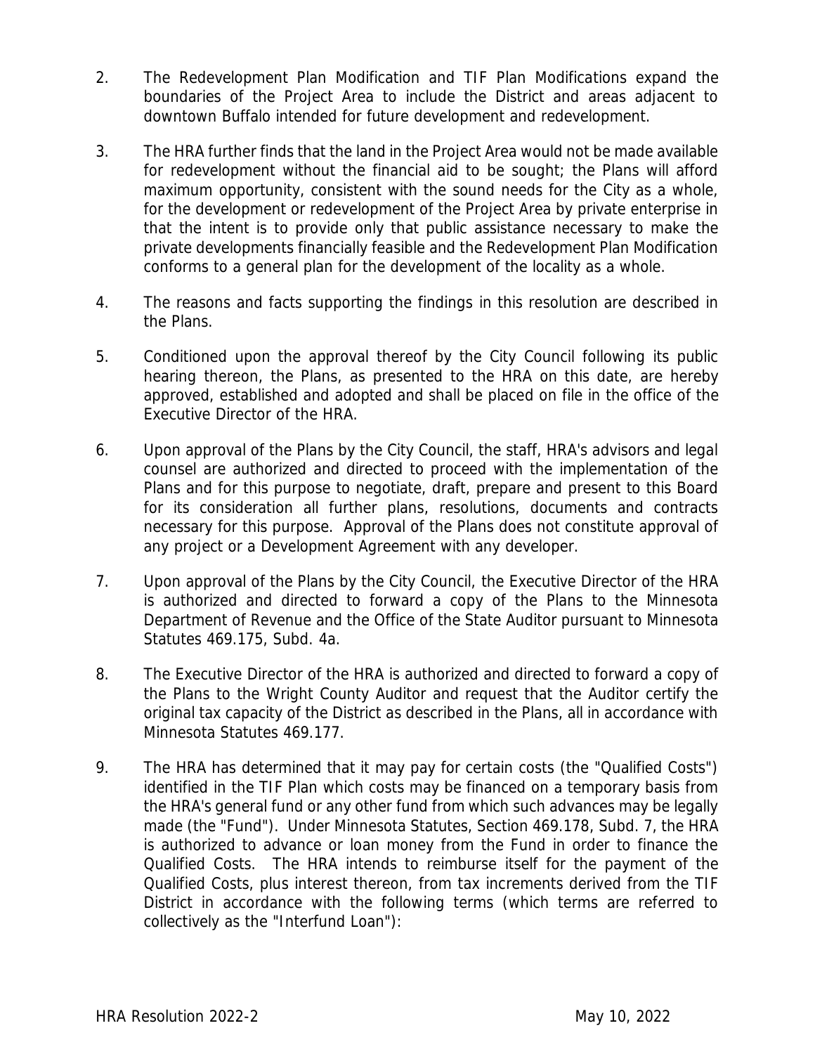2. The Redevelopment Plan Modification and TIF Plan Modifications expand the boundaries of the Project Area to include the District and areas adjacent to downtown Buffalo intended for future development and redevelopment.

3. The HRA further finds that the land in the Project Area would not be made available for redevelopment without the financial aid to be sought; the Plans will afford maximum opportunity, consistent with the sound needs for the City as a whole, for the development or redevelopment of the Project Area by private enterprise in that the intent is to provide only that public assistance necessary to make the private developments financially feasible and the Redevelopment Plan Modification conforms to a general plan for the development of the locality as a whole.

4. The reasons and facts supporting the findings in this resolution are described in the Plans.

5. Conditioned upon the approval thereof by the City Council following its public hearing thereon, the Plans, as presented to the HRA on this date, are hereby approved, established and adopted and shall be placed on file in the office of the Executive Director of the HRA.

6. Upon approval of the Plans by the City Council, the staff, HRA's advisors and legal counsel are authorized and directed to proceed with the implementation of the Plans and for this purpose to negotiate, draft, prepare and present to this Board for its consideration all further plans, resolutions, documents and contracts necessary for this purpose. Approval of the Plans does not constitute approval of any project or a Development Agreement with any developer.

7. Upon approval of the Plans by the City Council, the Executive Director of the HRA is authorized and directed to forward a copy of the Plans to the Minnesota Department of Revenue and the Office of the State Auditor pursuant to Minnesota Statutes 469.175, Subd. 4a.

8. The Executive Director of the HRA is authorized and directed to forward a copy of the Plans to the Wright County Auditor and request that the Auditor certify the original tax capacity of the District as described in the Plans, all in accordance with Minnesota Statutes 469.177.

9. The HRA has determined that it may pay for certain costs (the "Qualified Costs") identified in the TIF Plan which costs may be financed on a temporary basis from the HRA's general fund or any other fund from which such advances may be legally made (the "Fund"). Under Minnesota Statutes, Section 469.178, Subd. 7, the HRA is authorized to advance or loan money from the Fund in order to finance the Qualified Costs. The HRA intends to reimburse itself for the payment of the Qualified Costs, plus interest thereon, from tax increments derived from the TIF District in accordance with the following terms (which terms are referred to collectively as the "Interfund Loan"):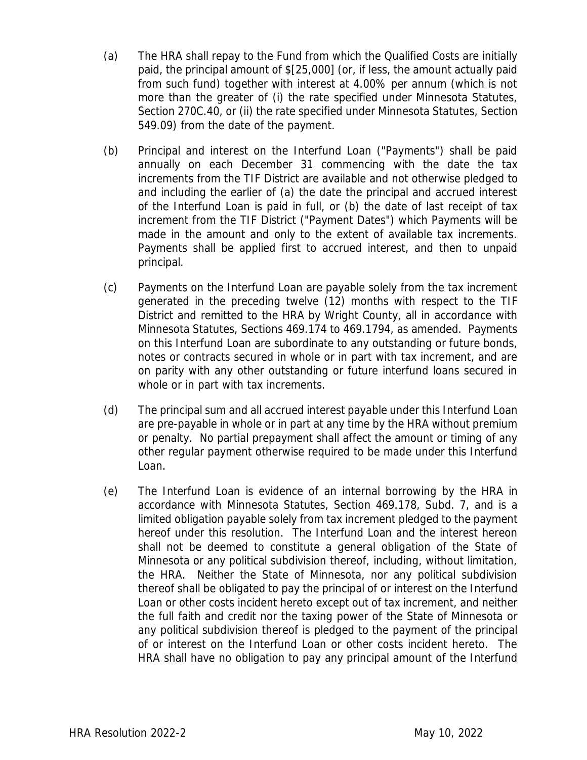(a) The HRA shall repay to the Fund from which the Qualified Costs are initially paid, the principal amount of $[25,000] (or, if less, the amount actually paid from such fund) together with interest at 4.00% per annum (which is not more than the greater of (i) the rate specified under Minnesota Statutes, Section 270C.40, or (ii) the rate specified under Minnesota Statutes, Section 549.09) from the date of the payment.

(b) Principal and interest on the Interfund Loan ("Payments") shall be paid annually on each December 31 commencing with the date the tax increments from the TIF District are available and not otherwise pledged to and including the earlier of (a) the date the principal and accrued interest of the Interfund Loan is paid in full, or (b) the date of last receipt of tax increment from the TIF District ("Payment Dates") which Payments will be made in the amount and only to the extent of available tax increments. Payments shall be applied first to accrued interest, and then to unpaid principal.

(c) Payments on the Interfund Loan are payable solely from the tax increment generated in the preceding twelve (12) months with respect to the TIF District and remitted to the HRA by Wright County, all in accordance with Minnesota Statutes, Sections 469.174 to 469.1794, as amended. Payments on this Interfund Loan are subordinate to any outstanding or future bonds, notes or contracts secured in whole or in part with tax increment, and are on parity with any other outstanding or future interfund loans secured in whole or in part with tax increments.

(d) The principal sum and all accrued interest payable under this Interfund Loan are pre-payable in whole or in part at any time by the HRA without premium or penalty. No partial prepayment shall affect the amount or timing of any other regular payment otherwise required to be made under this Interfund Loan.

(e) The Interfund Loan is evidence of an internal borrowing by the HRA in accordance with Minnesota Statutes, Section 469.178, Subd. 7, and is a limited obligation payable solely from tax increment pledged to the payment hereof under this resolution. The Interfund Loan and the interest hereon shall not be deemed to constitute a general obligation of the State of Minnesota or any political subdivision thereof, including, without limitation, the HRA. Neither the State of Minnesota, nor any political subdivision thereof shall be obligated to pay the principal of or interest on the Interfund Loan or other costs incident hereto except out of tax increment, and neither the full faith and credit nor the taxing power of the State of Minnesota or any political subdivision thereof is pledged to the payment of the principal of or interest on the Interfund Loan or other costs incident hereto. The HRA shall have no obligation to pay any principal amount of the Interfund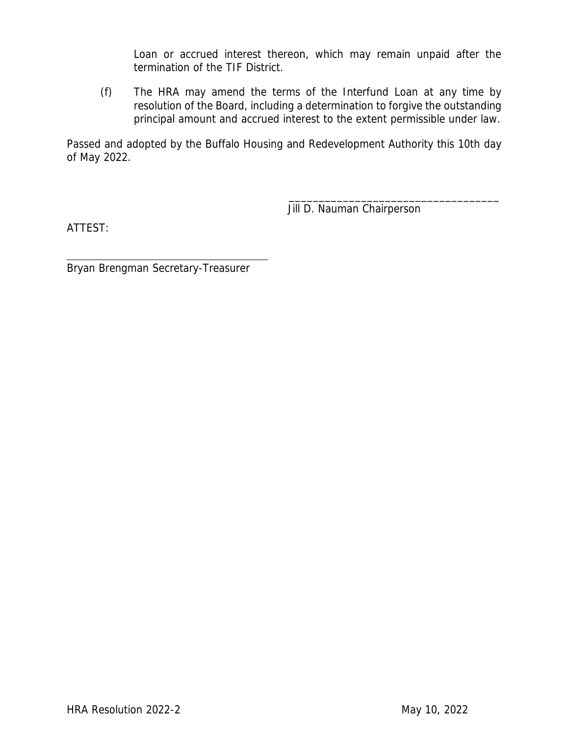Loan or accrued interest thereon, which may remain unpaid after the termination of the TIF District.

(f) The HRA may amend the terms of the Interfund Loan at any time by resolution of the Board, including a determination to forgive the outstanding principal amount and accrued interest to the extent permissible under law.

Passed and adopted by the Buffalo Housing and Redevelopment Authority this 10th day of May 2022.

___________________________________
Jill D. Nauman Chairperson

ATTEST:

___________________________________
Bryan Brengman Secretary-Treasurer

HRA Resolution 2022-2 May 10, 2022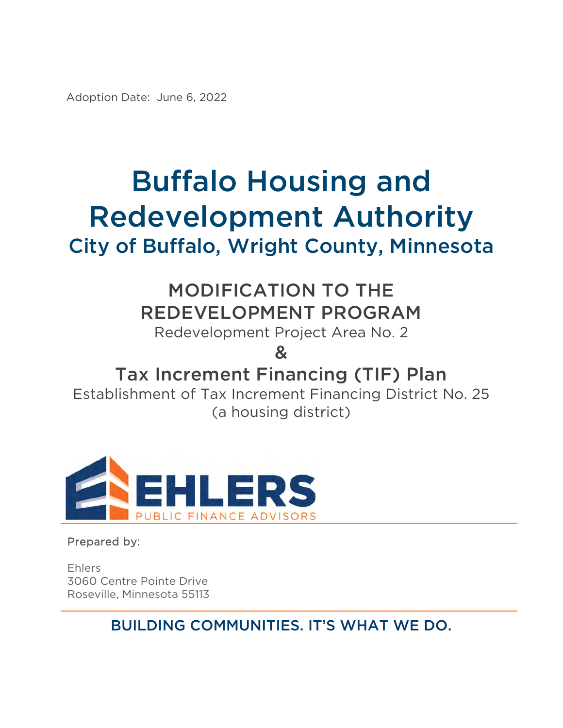Adoption Date: June 6, 2022

# Buffalo Housing and Redevelopment Authority

## City of Buffalo, Wright County, Minnesota

## MODIFICATION TO THE REDEVELOPMENT PROGRAM

Redevelopment Project Area No. 2

&

## Tax Increment Financing (TIF) Plan

Establishment of Tax Increment Financing District No. 25 (a housing district)

EHLERS PUBLIC FINANCE ADVISORS

Prepared by:

Ehlers
3060 Centre Pointe Drive
Roseville, Minnesota 55113

BUILDING COMMUNITIES. IT'S WHAT WE DO.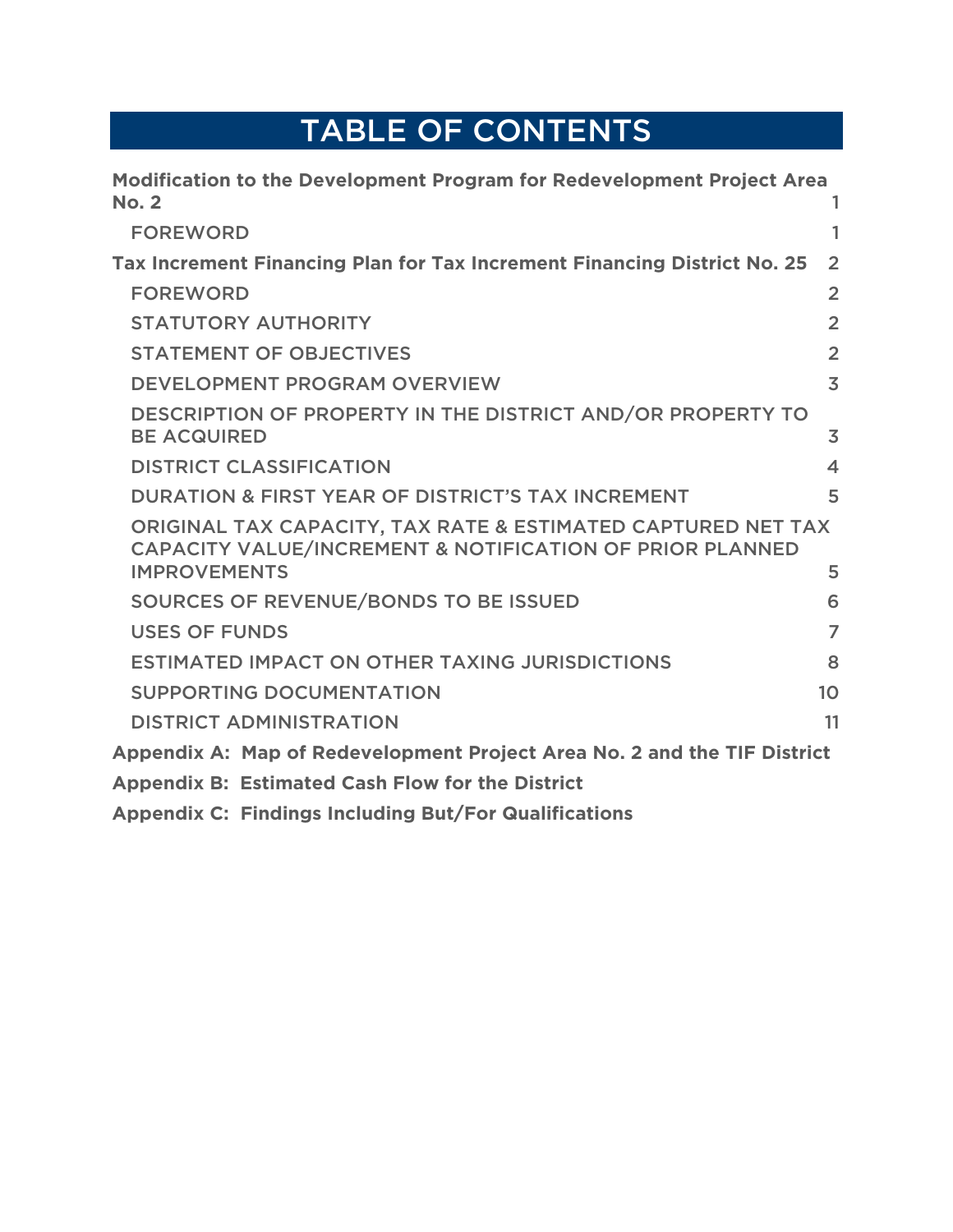# TABLE OF CONTENTS

| | |
|---|---|
| **Modification to the Development Program for Redevelopment Project Area No. 2** | 1 |
| FOREWORD | 1 |
| **Tax Increment Financing Plan for Tax Increment Financing District No. 25** | 2 |
| FOREWORD | 2 |
| STATUTORY AUTHORITY | 2 |
| STATEMENT OF OBJECTIVES | 2 |
| DEVELOPMENT PROGRAM OVERVIEW | 3 |
| DESCRIPTION OF PROPERTY IN THE DISTRICT AND/OR PROPERTY TO BE ACQUIRED | 3 |
| DISTRICT CLASSIFICATION | 4 |
| DURATION & FIRST YEAR OF DISTRICT'S TAX INCREMENT | 5 |
| ORIGINAL TAX CAPACITY, TAX RATE & ESTIMATED CAPTURED NET TAX CAPACITY VALUE/INCREMENT & NOTIFICATION OF PRIOR PLANNED IMPROVEMENTS | 5 |
| SOURCES OF REVENUE/BONDS TO BE ISSUED | 6 |
| USES OF FUNDS | 7 |
| ESTIMATED IMPACT ON OTHER TAXING JURISDICTIONS | 8 |
| SUPPORTING DOCUMENTATION | 10 |
| DISTRICT ADMINISTRATION | 11 |
| **Appendix A: Map of Redevelopment Project Area No. 2 and the TIF District** | |
| **Appendix B: Estimated Cash Flow for the District** | |
| **Appendix C: Findings Including But/For Qualifications** | |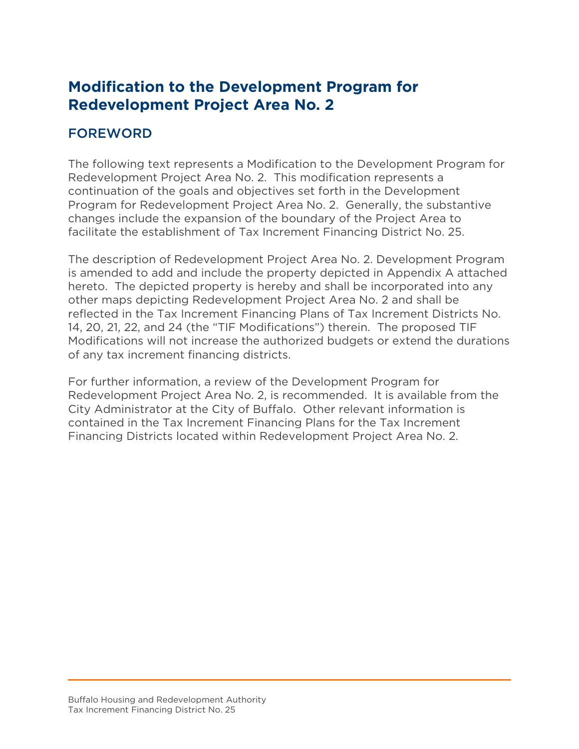# Modification to the Development Program for Redevelopment Project Area No. 2

## FOREWORD

The following text represents a Modification to the Development Program for Redevelopment Project Area No. 2. This modification represents a continuation of the goals and objectives set forth in the Development Program for Redevelopment Project Area No. 2. Generally, the substantive changes include the expansion of the boundary of the Project Area to facilitate the establishment of Tax Increment Financing District No. 25.

The description of Redevelopment Project Area No. 2. Development Program is amended to add and include the property depicted in Appendix A attached hereto. The depicted property is hereby and shall be incorporated into any other maps depicting Redevelopment Project Area No. 2 and shall be reflected in the Tax Increment Financing Plans of Tax Increment Districts No. 14, 20, 21, 22, and 24 (the "TIF Modifications") therein. The proposed TIF Modifications will not increase the authorized budgets or extend the durations of any tax increment financing districts.

For further information, a review of the Development Program for Redevelopment Project Area No. 2, is recommended. It is available from the City Administrator at the City of Buffalo. Other relevant information is contained in the Tax Increment Financing Plans for the Tax Increment Financing Districts located within Redevelopment Project Area No. 2.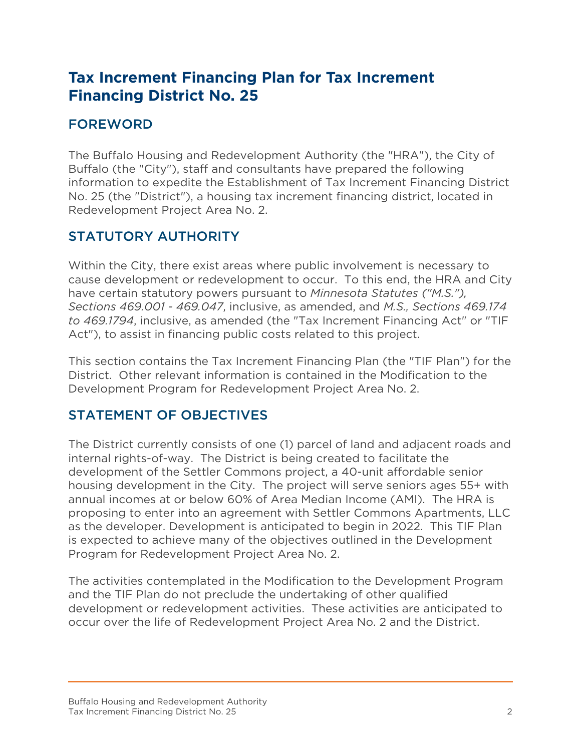# Tax Increment Financing Plan for Tax Increment Financing District No. 25

## FOREWORD

The Buffalo Housing and Redevelopment Authority (the "HRA"), the City of Buffalo (the "City"), staff and consultants have prepared the following information to expedite the Establishment of Tax Increment Financing District No. 25 (the "District"), a housing tax increment financing district, located in Redevelopment Project Area No. 2.

## STATUTORY AUTHORITY

Within the City, there exist areas where public involvement is necessary to cause development or redevelopment to occur. To this end, the HRA and City have certain statutory powers pursuant to *Minnesota Statutes ("M.S."), Sections 469.001 - 469.047*, inclusive, as amended, and *M.S., Sections 469.174 to 469.1794*, inclusive, as amended (the "Tax Increment Financing Act" or "TIF Act"), to assist in financing public costs related to this project.

This section contains the Tax Increment Financing Plan (the "TIF Plan") for the District. Other relevant information is contained in the Modification to the Development Program for Redevelopment Project Area No. 2.

## STATEMENT OF OBJECTIVES

The District currently consists of one (1) parcel of land and adjacent roads and internal rights-of-way. The District is being created to facilitate the development of the Settler Commons project, a 40-unit affordable senior housing development in the City. The project will serve seniors ages 55+ with annual incomes at or below 60% of Area Median Income (AMI). The HRA is proposing to enter into an agreement with Settler Commons Apartments, LLC as the developer. Development is anticipated to begin in 2022. This TIF Plan is expected to achieve many of the objectives outlined in the Development Program for Redevelopment Project Area No. 2.

The activities contemplated in the Modification to the Development Program and the TIF Plan do not preclude the undertaking of other qualified development or redevelopment activities. These activities are anticipated to occur over the life of Redevelopment Project Area No. 2 and the District.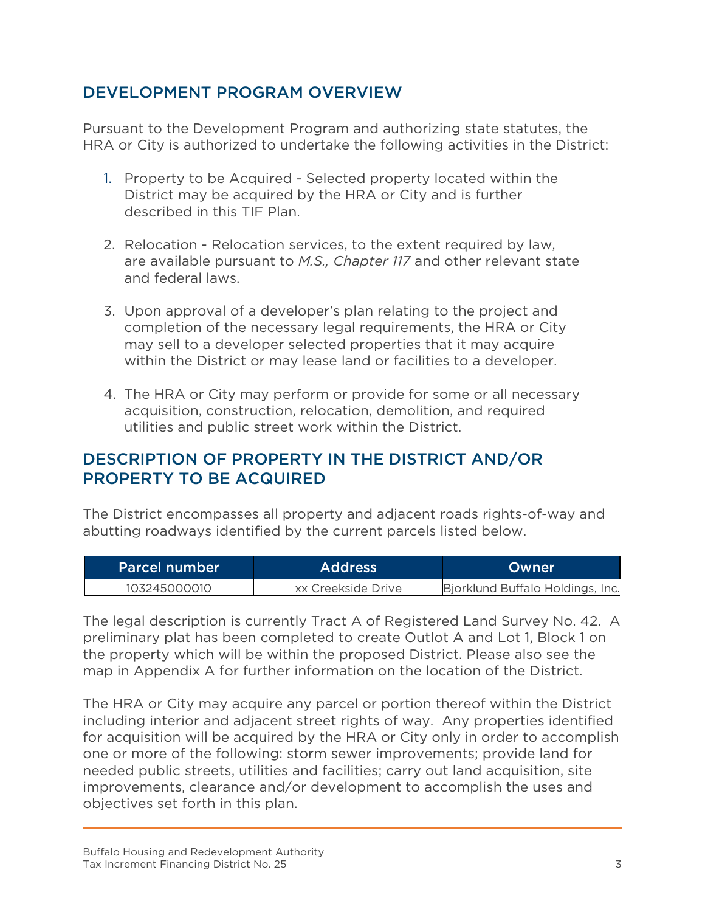## DEVELOPMENT PROGRAM OVERVIEW

Pursuant to the Development Program and authorizing state statutes, the HRA or City is authorized to undertake the following activities in the District:

1. Property to be Acquired - Selected property located within the District may be acquired by the HRA or City and is further described in this TIF Plan.

2. Relocation - Relocation services, to the extent required by law, are available pursuant to *M.S., Chapter 117* and other relevant state and federal laws.

3. Upon approval of a developer's plan relating to the project and completion of the necessary legal requirements, the HRA or City may sell to a developer selected properties that it may acquire within the District or may lease land or facilities to a developer.

4. The HRA or City may perform or provide for some or all necessary acquisition, construction, relocation, demolition, and required utilities and public street work within the District.

## DESCRIPTION OF PROPERTY IN THE DISTRICT AND/OR PROPERTY TO BE ACQUIRED

The District encompasses all property and adjacent roads rights-of-way and abutting roadways identified by the current parcels listed below.

| Parcel number | Address | Owner |
|---|---|---|
| 103245000010 | xx Creekside Drive | Bjorklund Buffalo Holdings, Inc. |

The legal description is currently Tract A of Registered Land Survey No. 42. A preliminary plat has been completed to create Outlot A and Lot 1, Block 1 on the property which will be within the proposed District. Please also see the map in Appendix A for further information on the location of the District.

The HRA or City may acquire any parcel or portion thereof within the District including interior and adjacent street rights of way. Any properties identified for acquisition will be acquired by the HRA or City only in order to accomplish one or more of the following: storm sewer improvements; provide land for needed public streets, utilities and facilities; carry out land acquisition, site improvements, clearance and/or development to accomplish the uses and objectives set forth in this plan.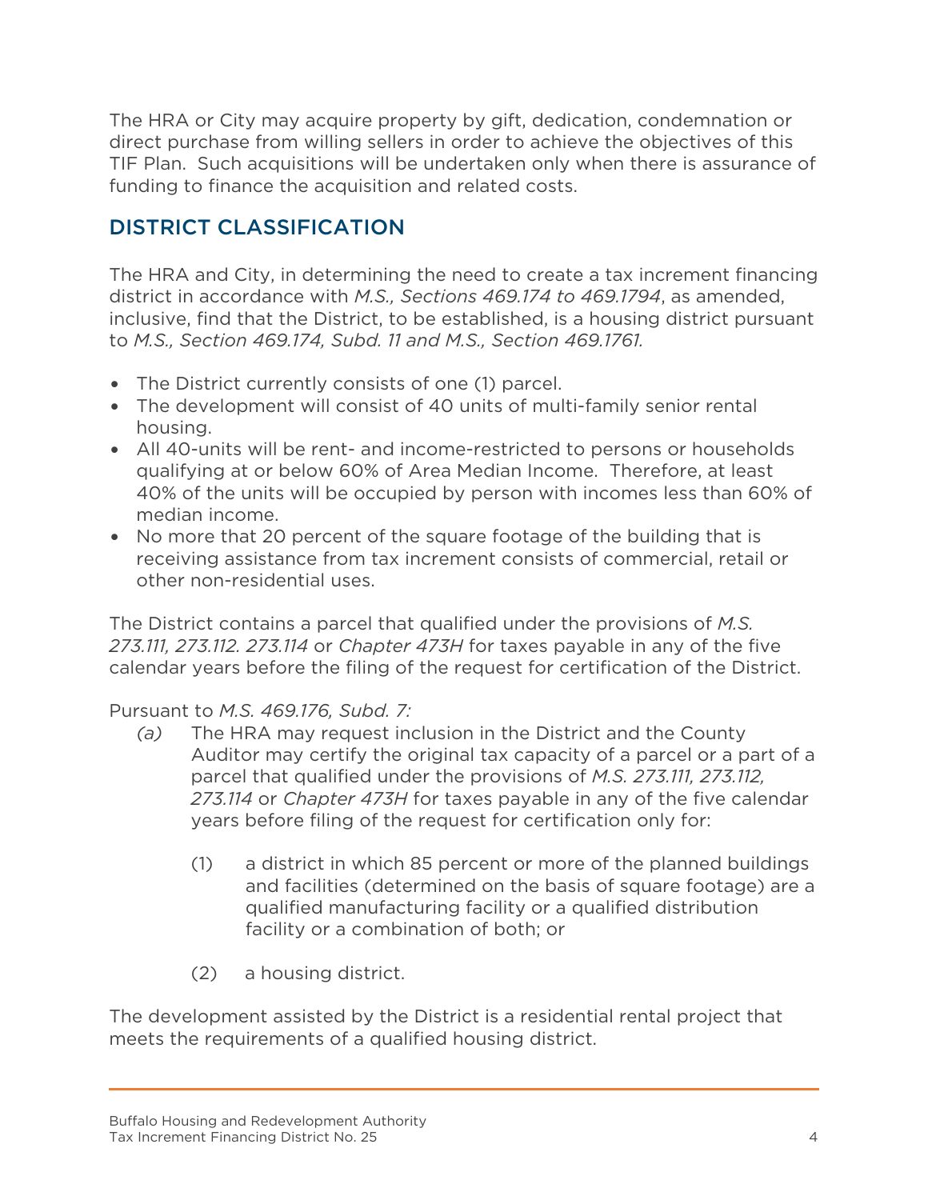The HRA or City may acquire property by gift, dedication, condemnation or direct purchase from willing sellers in order to achieve the objectives of this TIF Plan. Such acquisitions will be undertaken only when there is assurance of funding to finance the acquisition and related costs.

## DISTRICT CLASSIFICATION

The HRA and City, in determining the need to create a tax increment financing district in accordance with *M.S., Sections 469.174 to 469.1794*, as amended, inclusive, find that the District, to be established, is a housing district pursuant to *M.S., Section 469.174, Subd. 11 and M.S., Section 469.1761.*

- The District currently consists of one (1) parcel.
- The development will consist of 40 units of multi-family senior rental housing.
- All 40-units will be rent- and income-restricted to persons or households qualifying at or below 60% of Area Median Income. Therefore, at least 40% of the units will be occupied by person with incomes less than 60% of median income.
- No more that 20 percent of the square footage of the building that is receiving assistance from tax increment consists of commercial, retail or other non-residential uses.

The District contains a parcel that qualified under the provisions of *M.S. 273.111, 273.112. 273.114* or *Chapter 473H* for taxes payable in any of the five calendar years before the filing of the request for certification of the District.

Pursuant to *M.S. 469.176, Subd. 7:*

*(a)* The HRA may request inclusion in the District and the County Auditor may certify the original tax capacity of a parcel or a part of a parcel that qualified under the provisions of *M.S. 273.111, 273.112, 273.114* or *Chapter 473H* for taxes payable in any of the five calendar years before filing of the request for certification only for:

(1) a district in which 85 percent or more of the planned buildings and facilities (determined on the basis of square footage) are a qualified manufacturing facility or a qualified distribution facility or a combination of both; or

(2) a housing district.

The development assisted by the District is a residential rental project that meets the requirements of a qualified housing district.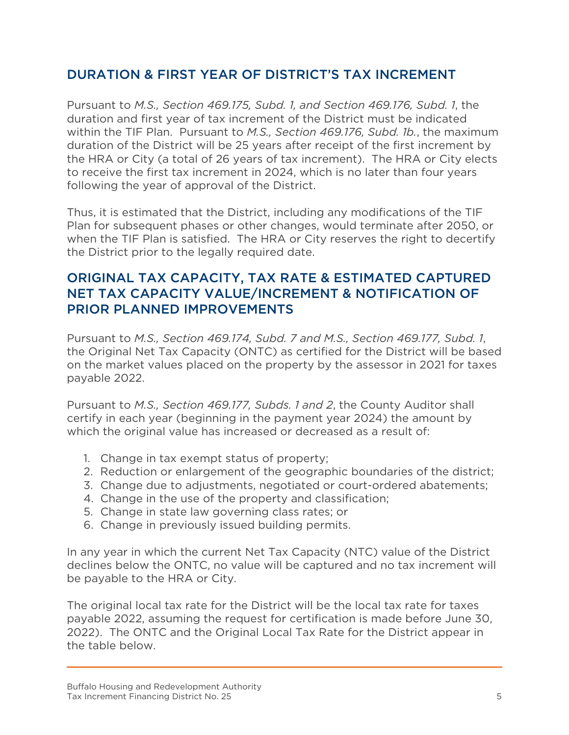## DURATION & FIRST YEAR OF DISTRICT'S TAX INCREMENT

Pursuant to *M.S., Section 469.175, Subd. 1, and Section 469.176, Subd. 1*, the duration and first year of tax increment of the District must be indicated within the TIF Plan. Pursuant to *M.S., Section 469.176, Subd. 1b.*, the maximum duration of the District will be 25 years after receipt of the first increment by the HRA or City (a total of 26 years of tax increment). The HRA or City elects to receive the first tax increment in 2024, which is no later than four years following the year of approval of the District.

Thus, it is estimated that the District, including any modifications of the TIF Plan for subsequent phases or other changes, would terminate after 2050, or when the TIF Plan is satisfied. The HRA or City reserves the right to decertify the District prior to the legally required date.

## ORIGINAL TAX CAPACITY, TAX RATE & ESTIMATED CAPTURED NET TAX CAPACITY VALUE/INCREMENT & NOTIFICATION OF PRIOR PLANNED IMPROVEMENTS

Pursuant to *M.S., Section 469.174, Subd. 7 and M.S., Section 469.177, Subd. 1*, the Original Net Tax Capacity (ONTC) as certified for the District will be based on the market values placed on the property by the assessor in 2021 for taxes payable 2022.

Pursuant to *M.S., Section 469.177, Subds. 1 and 2*, the County Auditor shall certify in each year (beginning in the payment year 2024) the amount by which the original value has increased or decreased as a result of:

1. Change in tax exempt status of property;
2. Reduction or enlargement of the geographic boundaries of the district;
3. Change due to adjustments, negotiated or court-ordered abatements;
4. Change in the use of the property and classification;
5. Change in state law governing class rates; or
6. Change in previously issued building permits.

In any year in which the current Net Tax Capacity (NTC) value of the District declines below the ONTC, no value will be captured and no tax increment will be payable to the HRA or City.

The original local tax rate for the District will be the local tax rate for taxes payable 2022, assuming the request for certification is made before June 30, 2022). The ONTC and the Original Local Tax Rate for the District appear in the table below.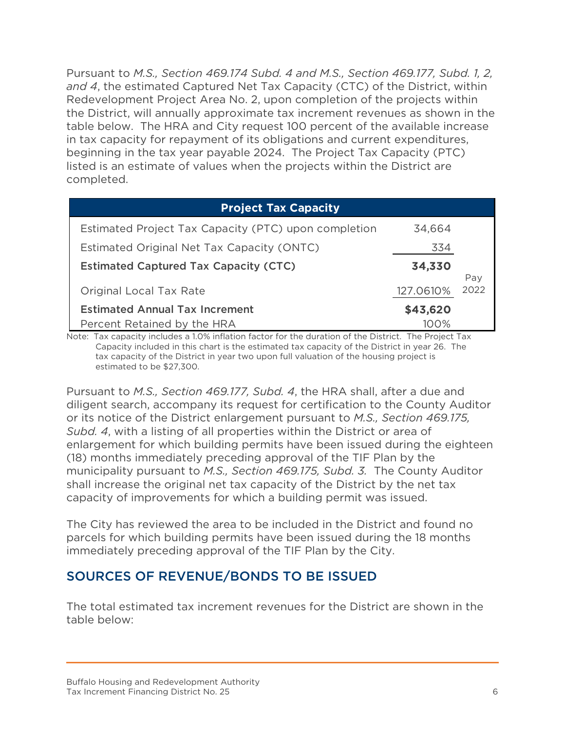Pursuant to *M.S., Section 469.174 Subd. 4 and M.S., Section 469.177, Subd. 1, 2, and 4*, the estimated Captured Net Tax Capacity (CTC) of the District, within Redevelopment Project Area No. 2, upon completion of the projects within the District, will annually approximate tax increment revenues as shown in the table below. The HRA and City request 100 percent of the available increase in tax capacity for repayment of its obligations and current expenditures, beginning in the tax year payable 2024. The Project Tax Capacity (PTC) listed is an estimate of values when the projects within the District are completed.

| Project Tax Capacity | | |
|---|---|---|
| Estimated Project Tax Capacity (PTC) upon completion | 34,664 | |
| Estimated Original Net Tax Capacity (ONTC) | 334 | |
| **Estimated Captured Tax Capacity (CTC)** | **34,330** | |
| Original Local Tax Rate | 127.0610% | Pay 2022 |
| **Estimated Annual Tax Increment** | **$43,620** | |
| Percent Retained by the HRA | 100% | |

Note: Tax capacity includes a 1.0% inflation factor for the duration of the District. The Project Tax Capacity included in this chart is the estimated tax capacity of the District in year 26. The tax capacity of the District in year two upon full valuation of the housing project is estimated to be $27,300.

Pursuant to *M.S., Section 469.177, Subd. 4*, the HRA shall, after a due and diligent search, accompany its request for certification to the County Auditor or its notice of the District enlargement pursuant to *M.S., Section 469.175, Subd. 4*, with a listing of all properties within the District or area of enlargement for which building permits have been issued during the eighteen (18) months immediately preceding approval of the TIF Plan by the municipality pursuant to *M.S., Section 469.175, Subd. 3.* The County Auditor shall increase the original net tax capacity of the District by the net tax capacity of improvements for which a building permit was issued.

The City has reviewed the area to be included in the District and found no parcels for which building permits have been issued during the 18 months immediately preceding approval of the TIF Plan by the City.

## SOURCES OF REVENUE/BONDS TO BE ISSUED

The total estimated tax increment revenues for the District are shown in the table below: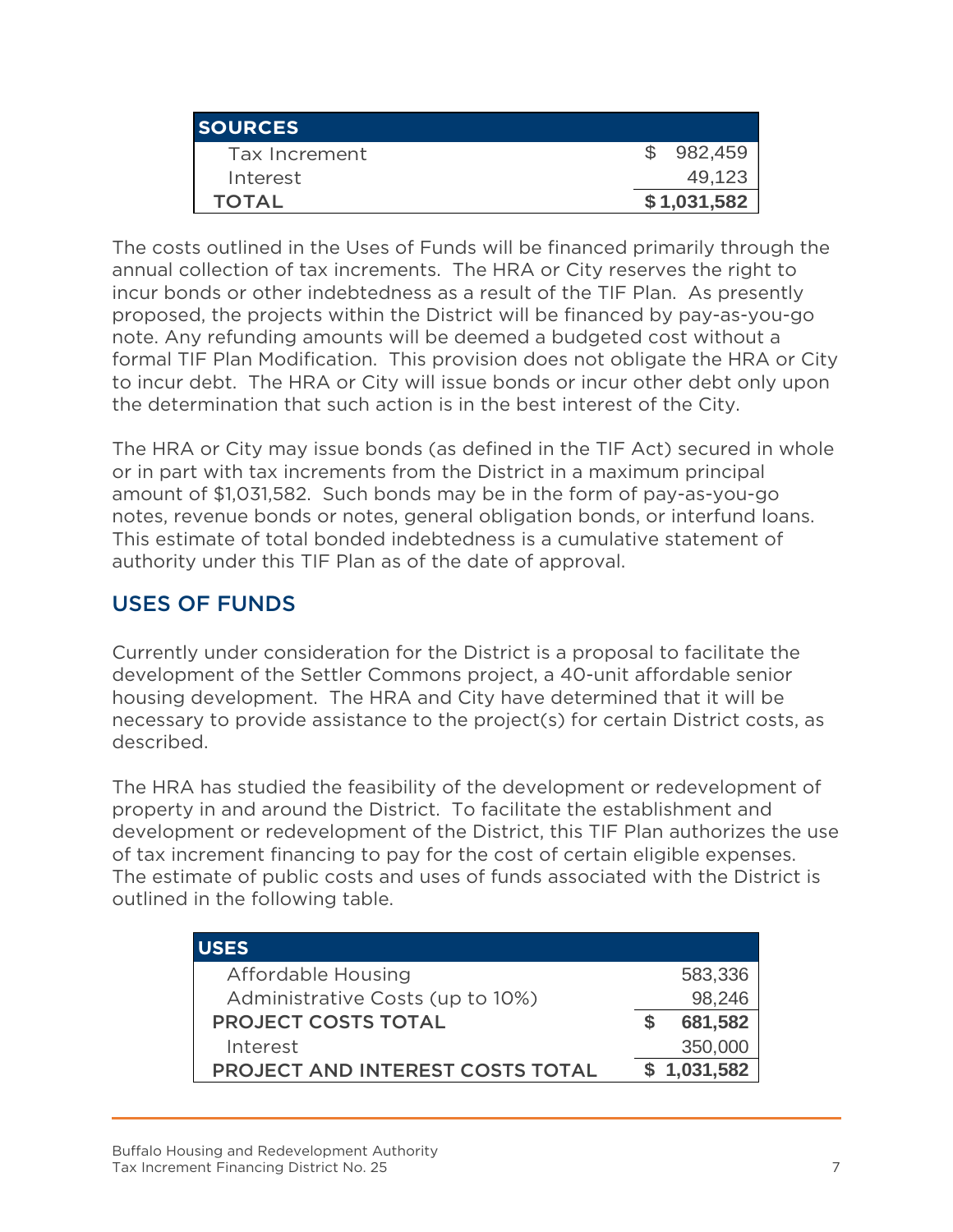| SOURCES | |
|---|---|
| Tax Increment | $ 982,459 |
| Interest | 49,123 |
| **TOTAL** | **$ 1,031,582** |

The costs outlined in the Uses of Funds will be financed primarily through the annual collection of tax increments. The HRA or City reserves the right to incur bonds or other indebtedness as a result of the TIF Plan. As presently proposed, the projects within the District will be financed by pay-as-you-go note. Any refunding amounts will be deemed a budgeted cost without a formal TIF Plan Modification. This provision does not obligate the HRA or City to incur debt. The HRA or City will issue bonds or incur other debt only upon the determination that such action is in the best interest of the City.

The HRA or City may issue bonds (as defined in the TIF Act) secured in whole or in part with tax increments from the District in a maximum principal amount of $1,031,582. Such bonds may be in the form of pay-as-you-go notes, revenue bonds or notes, general obligation bonds, or interfund loans. This estimate of total bonded indebtedness is a cumulative statement of authority under this TIF Plan as of the date of approval.

## USES OF FUNDS

Currently under consideration for the District is a proposal to facilitate the development of the Settler Commons project, a 40-unit affordable senior housing development. The HRA and City have determined that it will be necessary to provide assistance to the project(s) for certain District costs, as described.

The HRA has studied the feasibility of the development or redevelopment of property in and around the District. To facilitate the establishment and development or redevelopment of the District, this TIF Plan authorizes the use of tax increment financing to pay for the cost of certain eligible expenses. The estimate of public costs and uses of funds associated with the District is outlined in the following table.

| USES | |
|---|---|
| Affordable Housing | 583,336 |
| Administrative Costs (up to 10%) | 98,246 |
| **PROJECT COSTS TOTAL** | **$ 681,582** |
| Interest | 350,000 |
| **PROJECT AND INTEREST COSTS TOTAL** | **$ 1,031,582** |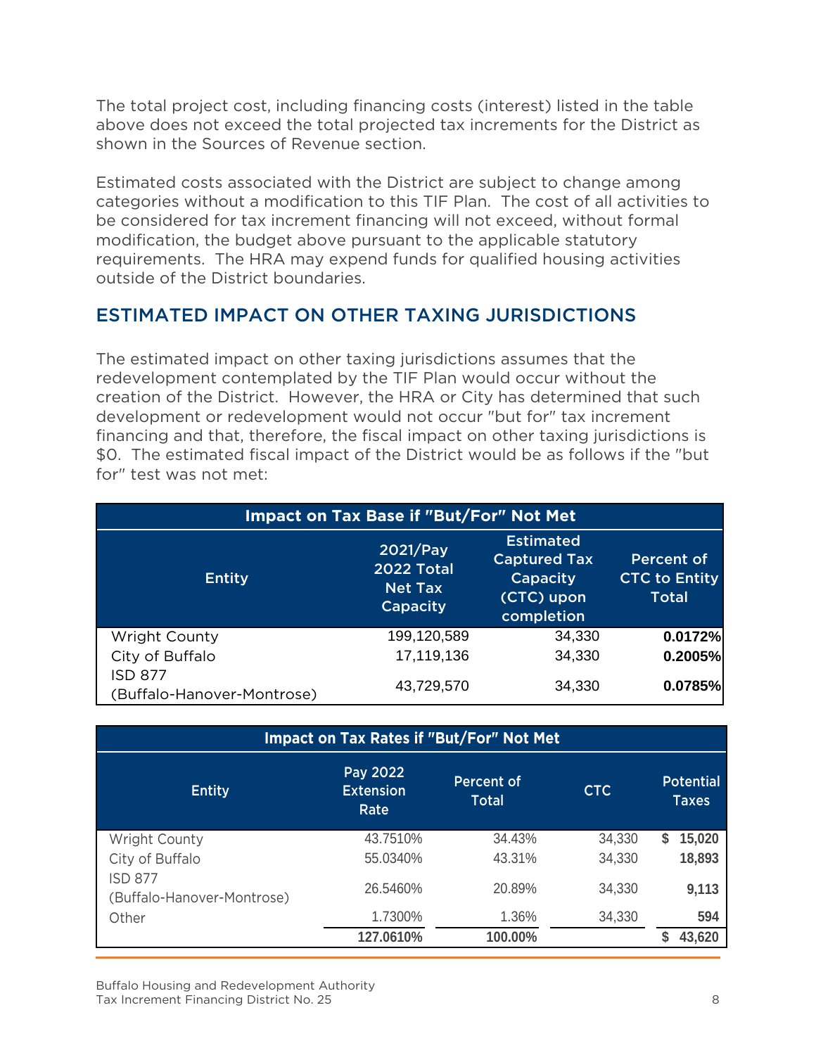The total project cost, including financing costs (interest) listed in the table above does not exceed the total projected tax increments for the District as shown in the Sources of Revenue section.

Estimated costs associated with the District are subject to change among categories without a modification to this TIF Plan. The cost of all activities to be considered for tax increment financing will not exceed, without formal modification, the budget above pursuant to the applicable statutory requirements. The HRA may expend funds for qualified housing activities outside of the District boundaries.

## ESTIMATED IMPACT ON OTHER TAXING JURISDICTIONS

The estimated impact on other taxing jurisdictions assumes that the redevelopment contemplated by the TIF Plan would occur without the creation of the District. However, the HRA or City has determined that such development or redevelopment would not occur "but for" tax increment financing and that, therefore, the fiscal impact on other taxing jurisdictions is $0. The estimated fiscal impact of the District would be as follows if the "but for" test was not met:

| Impact on Tax Base if "But/For" Not Met | | | |
|---|---|---|---|
| Entity | 2021/Pay 2022 Total Net Tax Capacity | Estimated Captured Tax Capacity (CTC) upon completion | Percent of CTC to Entity Total |
| Wright County | 199,120,589 | 34,330 | **0.0172%** |
| City of Buffalo | 17,119,136 | 34,330 | **0.2005%** |
| ISD 877 (Buffalo-Hanover-Montrose) | 43,729,570 | 34,330 | **0.0785%** |

| Impact on Tax Rates if "But/For" Not Met | | | | |
|---|---|---|---|---|
| Entity | Pay 2022 Extension Rate | Percent of Total | CTC | Potential Taxes |
| Wright County | 43.7510% | 34.43% | 34,330 | **$ 15,020** |
| City of Buffalo | 55.0340% | 43.31% | 34,330 | **18,893** |
| ISD 877 (Buffalo-Hanover-Montrose) | 26.5460% | 20.89% | 34,330 | **9,113** |
| Other | 1.7300% | 1.36% | 34,330 | **594** |
| | **127.0610%** | **100.00%** | | **$ 43,620** |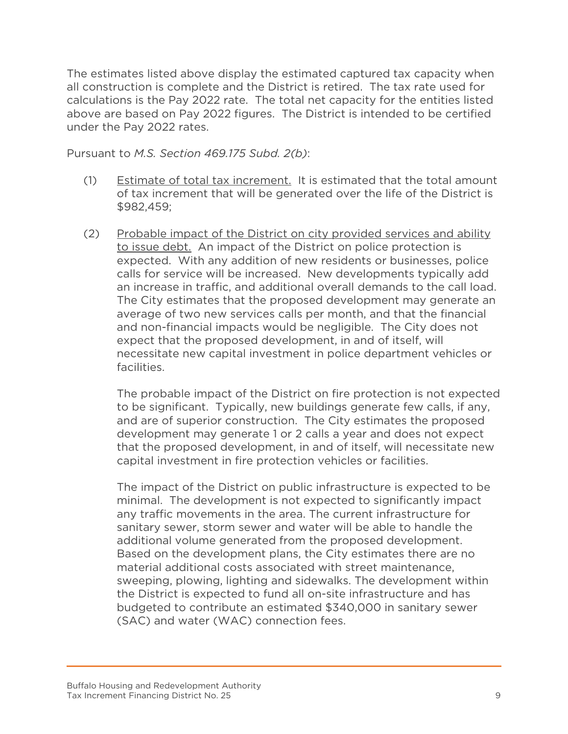The estimates listed above display the estimated captured tax capacity when all construction is complete and the District is retired. The tax rate used for calculations is the Pay 2022 rate. The total net capacity for the entities listed above are based on Pay 2022 figures. The District is intended to be certified under the Pay 2022 rates.

Pursuant to *M.S. Section 469.175 Subd. 2(b)*:

(1) Estimate of total tax increment. It is estimated that the total amount of tax increment that will be generated over the life of the District is $982,459;

(2) Probable impact of the District on city provided services and ability to issue debt. An impact of the District on police protection is expected. With any addition of new residents or businesses, police calls for service will be increased. New developments typically add an increase in traffic, and additional overall demands to the call load. The City estimates that the proposed development may generate an average of two new services calls per month, and that the financial and non-financial impacts would be negligible. The City does not expect that the proposed development, in and of itself, will necessitate new capital investment in police department vehicles or facilities.

The probable impact of the District on fire protection is not expected to be significant. Typically, new buildings generate few calls, if any, and are of superior construction. The City estimates the proposed development may generate 1 or 2 calls a year and does not expect that the proposed development, in and of itself, will necessitate new capital investment in fire protection vehicles or facilities.

The impact of the District on public infrastructure is expected to be minimal. The development is not expected to significantly impact any traffic movements in the area. The current infrastructure for sanitary sewer, storm sewer and water will be able to handle the additional volume generated from the proposed development. Based on the development plans, the City estimates there are no material additional costs associated with street maintenance, sweeping, plowing, lighting and sidewalks. The development within the District is expected to fund all on-site infrastructure and has budgeted to contribute an estimated $340,000 in sanitary sewer (SAC) and water (WAC) connection fees.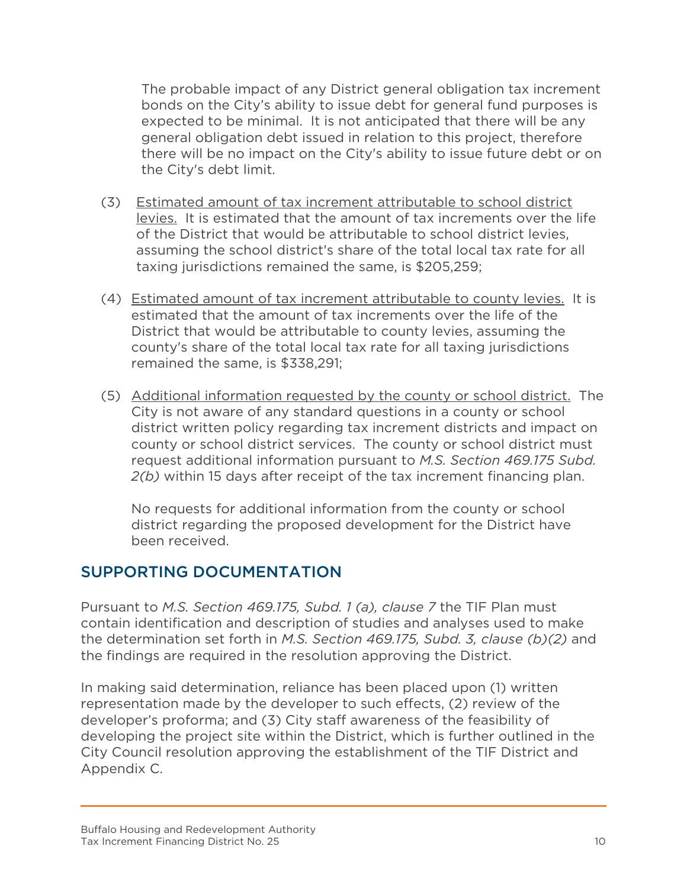The probable impact of any District general obligation tax increment bonds on the City's ability to issue debt for general fund purposes is expected to be minimal. It is not anticipated that there will be any general obligation debt issued in relation to this project, therefore there will be no impact on the City's ability to issue future debt or on the City's debt limit.

(3) Estimated amount of tax increment attributable to school district levies. It is estimated that the amount of tax increments over the life of the District that would be attributable to school district levies, assuming the school district's share of the total local tax rate for all taxing jurisdictions remained the same, is $205,259;

(4) Estimated amount of tax increment attributable to county levies. It is estimated that the amount of tax increments over the life of the District that would be attributable to county levies, assuming the county's share of the total local tax rate for all taxing jurisdictions remained the same, is $338,291;

(5) Additional information requested by the county or school district. The City is not aware of any standard questions in a county or school district written policy regarding tax increment districts and impact on county or school district services. The county or school district must request additional information pursuant to *M.S. Section 469.175 Subd. 2(b)* within 15 days after receipt of the tax increment financing plan.

No requests for additional information from the county or school district regarding the proposed development for the District have been received.

## SUPPORTING DOCUMENTATION

Pursuant to *M.S. Section 469.175, Subd. 1 (a), clause 7* the TIF Plan must contain identification and description of studies and analyses used to make the determination set forth in *M.S. Section 469.175, Subd. 3, clause (b)(2)* and the findings are required in the resolution approving the District.

In making said determination, reliance has been placed upon (1) written representation made by the developer to such effects, (2) review of the developer's proforma; and (3) City staff awareness of the feasibility of developing the project site within the District, which is further outlined in the City Council resolution approving the establishment of the TIF District and Appendix C.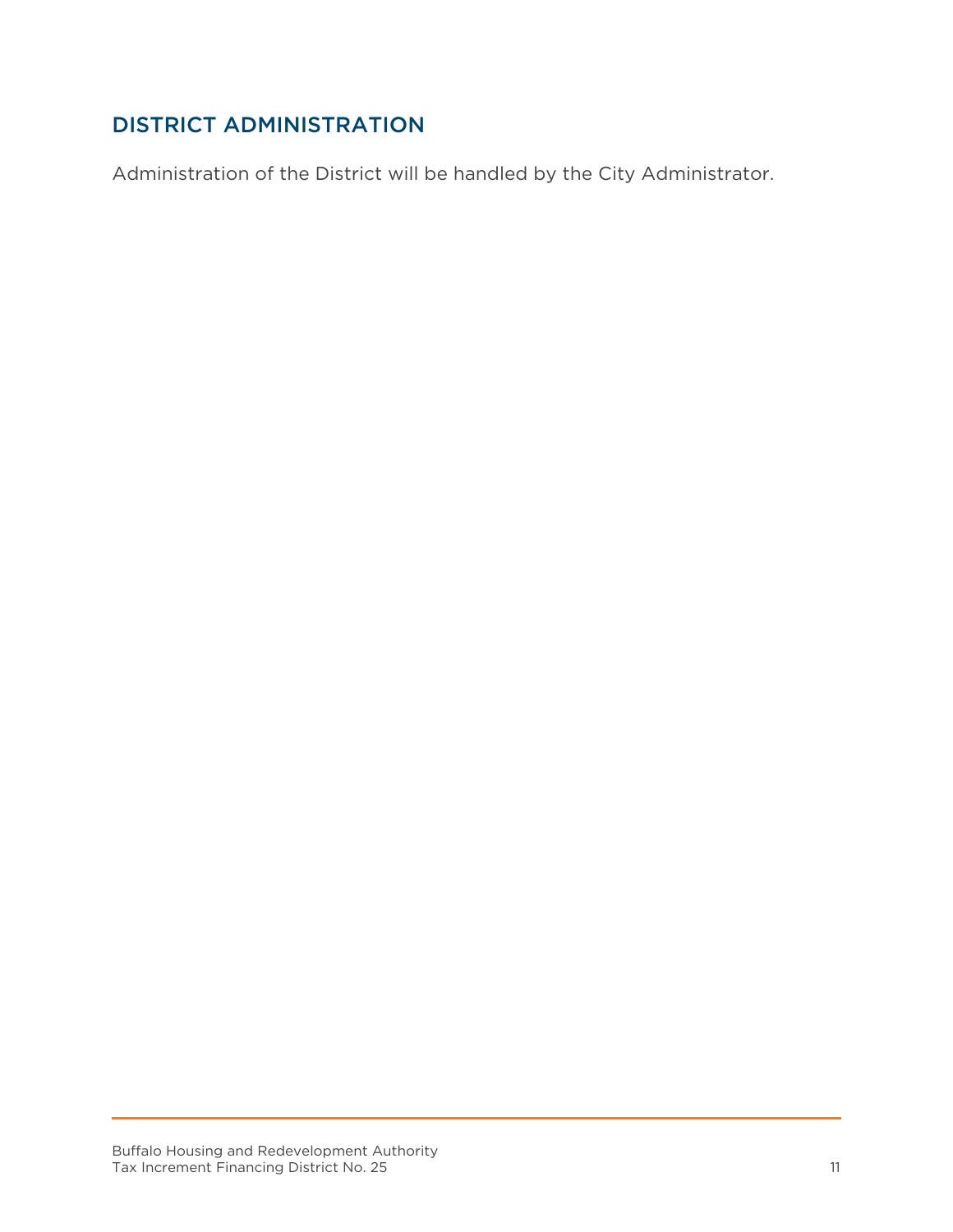## DISTRICT ADMINISTRATION

Administration of the District will be handled by the City Administrator.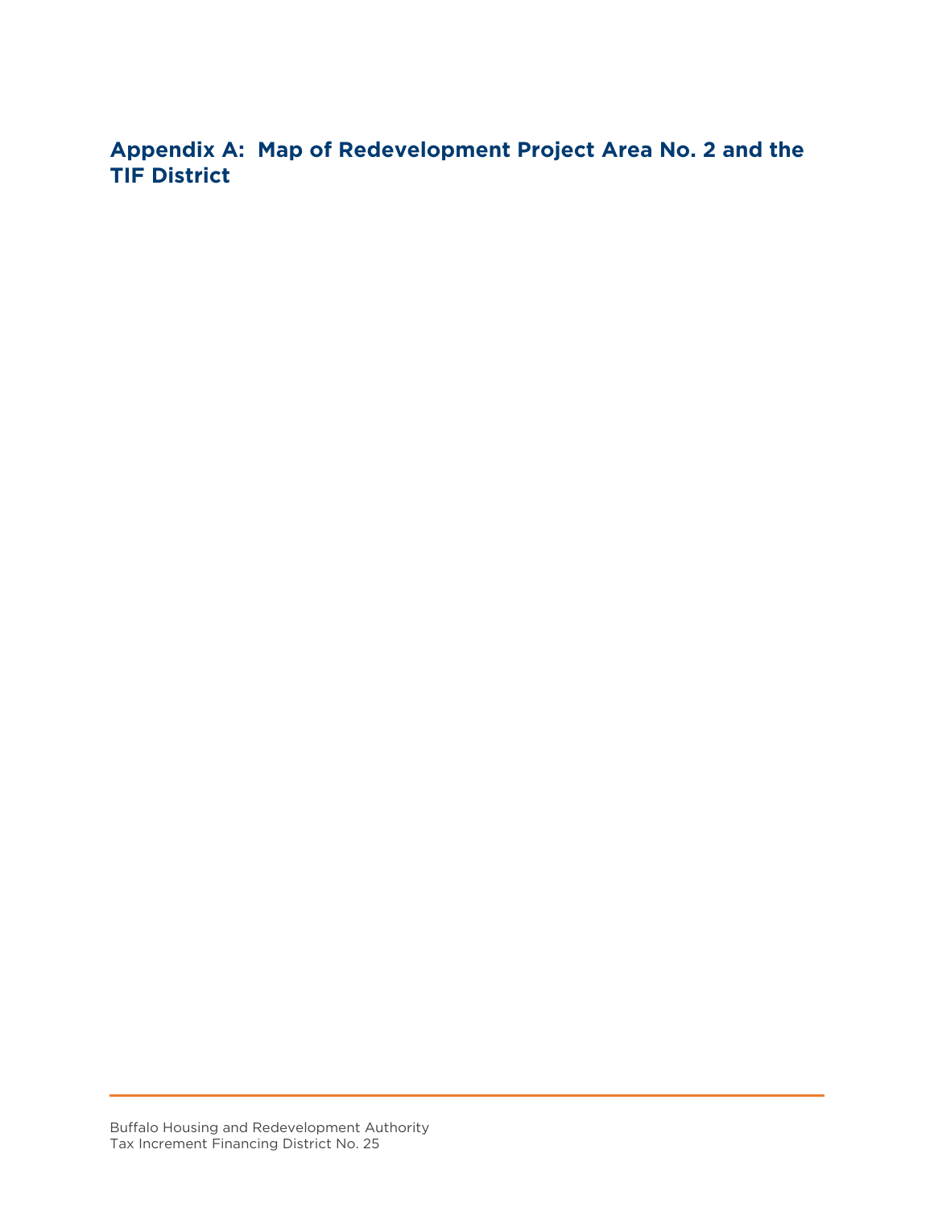## Appendix A: Map of Redevelopment Project Area No. 2 and the TIF District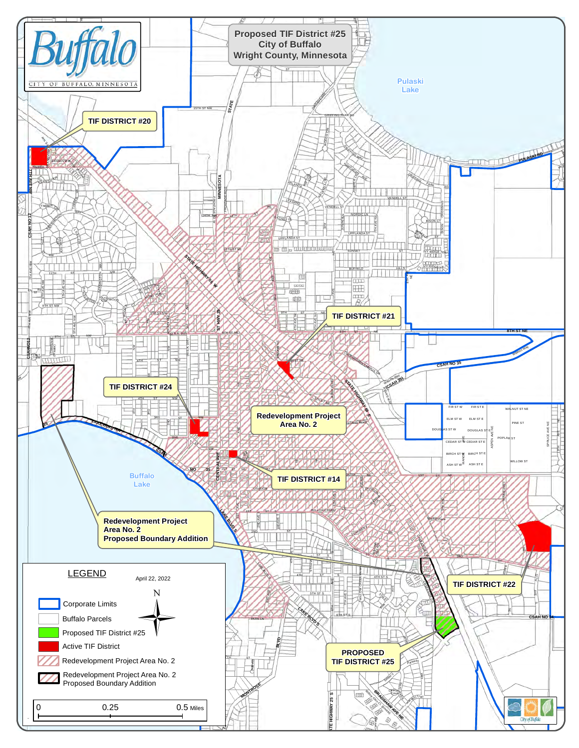# Proposed TIF District #25
## City of Buffalo
## Wright County, Minnesota

Buffalo
CITY OF BUFFALO, MINNESOTA

TIF DISTRICT #20

TIF DISTRICT #21

TIF DISTRICT #24

Redevelopment Project Area No. 2

TIF DISTRICT #14

Redevelopment Project Area No. 2 Proposed Boundary Addition

TIF DISTRICT #22

PROPOSED TIF DISTRICT #25

Pulaski Lake

Buffalo Lake

**LEGEND**

April 22, 2022

- Corporate Limits
- Buffalo Parcels
- Proposed TIF District #25
- Active TIF District
- Redevelopment Project Area No. 2
- Redevelopment Project Area No. 2 Proposed Boundary Addition

0 — 0.25 — 0.5 Miles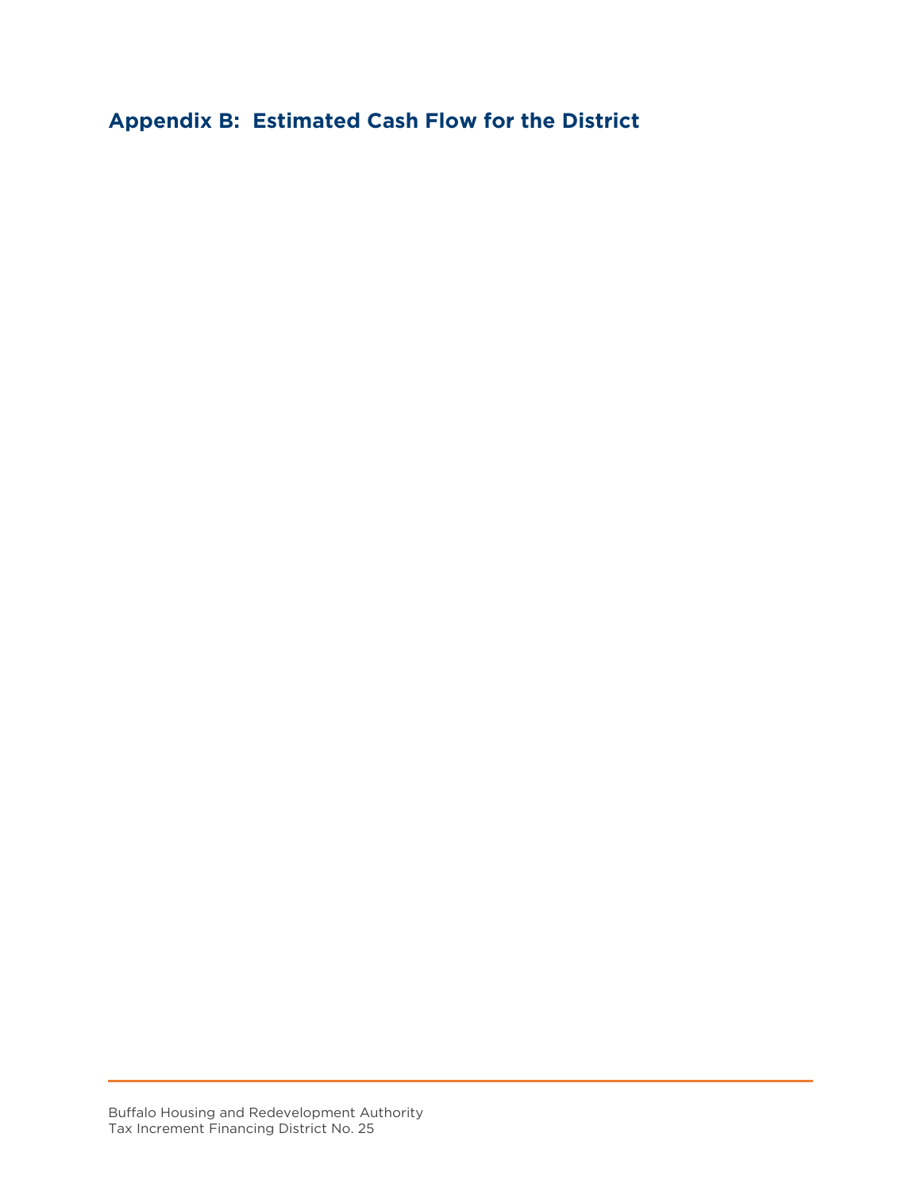## Appendix B: Estimated Cash Flow for the District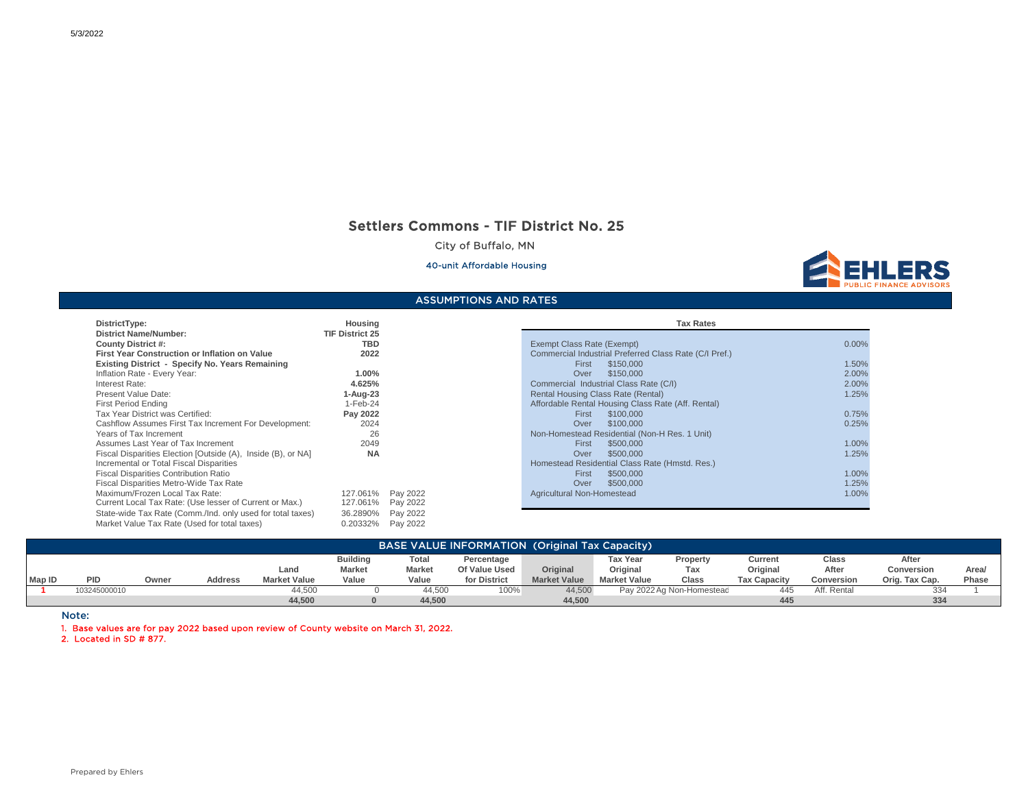5/3/2022

# Settlers Commons - TIF District No. 25

City of Buffalo, MN

40-unit Affordable Housing

EHLERS PUBLIC FINANCE ADVISORS

## ASSUMPTIONS AND RATES

| | | |
|---|---|---|
| **DistrictType:** | **Housing** | |
| **District Name/Number:** | **TIF District 25** | |
| **County District #:** | **TBD** | |
| **First Year Construction or Inflation on Value** | **2022** | |
| **Existing District - Specify No. Years Remaining** | | |
| Inflation Rate - Every Year: | **1.00%** | |
| Interest Rate: | **4.625%** | |
| Present Value Date: | **1-Aug-23** | |
| First Period Ending | 1-Feb-24 | |
| Tax Year District was Certified: | **Pay 2022** | |
| Cashflow Assumes First Tax Increment For Development: | 2024 | |
| Years of Tax Increment | 26 | |
| Assumes Last Year of Tax Increment | 2049 | |
| Fiscal Disparities Election [Outside (A), Inside (B), or NA] | **NA** | |
| Incremental or Total Fiscal Disparities | | |
| Fiscal Disparities Contribution Ratio | | |
| Fiscal Disparities Metro-Wide Tax Rate | | |
| Maximum/Frozen Local Tax Rate: | 127.061% | Pay 2022 |
| Current Local Tax Rate: (Use lesser of Current or Max.) | 127.061% | Pay 2022 |
| State-wide Tax Rate (Comm./Ind. only used for total taxes) | 36.2890% | Pay 2022 |
| Market Value Tax Rate (Used for total taxes) | 0.20332% | Pay 2022 |

| Tax Rates | | |
|---|---|---|
| Exempt Class Rate (Exempt) | | 0.00% |
| Commercial Industrial Preferred Class Rate (C/I Pref.) | | |
| First | $150,000 | 1.50% |
| Over | $150,000 | 2.00% |
| Commercial Industrial Class Rate (C/I) | | 2.00% |
| Rental Housing Class Rate (Rental) | | 1.25% |
| Affordable Rental Housing Class Rate (Aff. Rental) | | |
| First | $100,000 | 0.75% |
| Over | $100,000 | 0.25% |
| Non-Homestead Residential (Non-H Res. 1 Unit) | | |
| First | $500,000 | 1.00% |
| Over | $500,000 | 1.25% |
| Homestead Residential Class Rate (Hmstd. Res.) | | |
| First | $500,000 | 1.00% |
| Over | $500,000 | 1.25% |
| Agricultural Non-Homestead | | 1.00% |

## BASE VALUE INFORMATION (Original Tax Capacity)

| Map ID | PID | Owner | Address | Land Market Value | Building Market Value | Total Market Value | Percentage Of Value Used for District | Original Market Value | Tax Year Original Market Value | Property Tax Class | Current Original Tax Capacity | Class After Conversion | After Conversion Orig. Tax Cap. | Area/ Phase |
|---|---|---|---|---|---|---|---|---|---|---|---|---|---|---|
| 1 | 103245000010 | | | 44,500 | 0 | 44,500 | 100% | 44,500 | Pay 2022 | Ag Non-Homestead | 445 | Aff. Rental | 334 | 1 |
| | | | | **44,500** | **0** | **44,500** | | **44,500** | | | **445** | | **334** | |

Note:

1. Base values are for pay 2022 based upon review of County website on March 31, 2022.
2. Located in SD # 877.

Prepared by Ehlers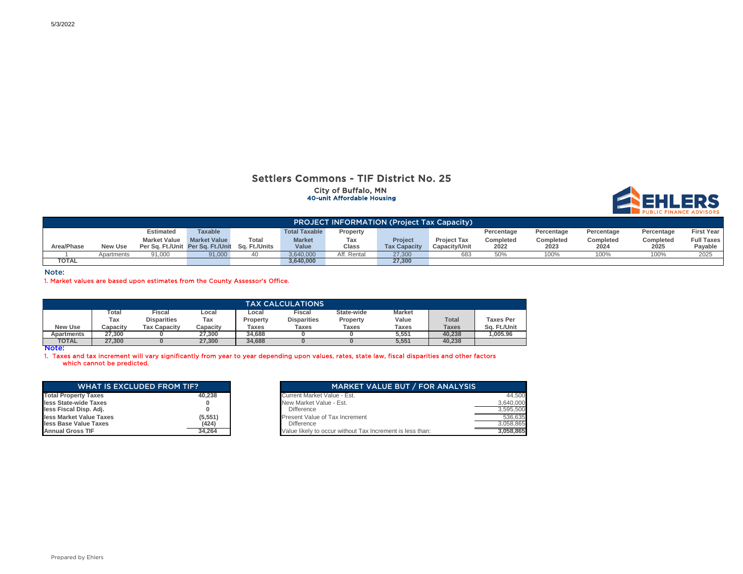5/3/2022

# Settlers Commons - TIF District No. 25

City of Buffalo, MN
40-unit Affordable Housing

EHLERS PUBLIC FINANCE ADVISORS

| PROJECT INFORMATION (Project Tax Capacity) | | | | | | | | | | | | | | |
|---|---|---|---|---|---|---|---|---|---|---|---|---|---|---|
| Area/Phase | New Use | Estimated Market Value Per Sq. Ft./Unit | Taxable Market Value Per Sq. Ft./Unit | Total Sq. Ft./Units | Total Taxable Market Value | Property Tax Class | Project Tax Capacity | Project Tax Capacity/Unit | Percentage Completed 2022 | Percentage Completed 2023 | Percentage Completed 2024 | Percentage Completed 2025 | First Year Full Taxes Payable |
| 1 | Apartments | 91,000 | 91,000 | 40 | 3,640,000 | Aff. Rental | 27,300 | 683 | 50% | 100% | 100% | 100% | 2025 |
| TOTAL | | | | | 3,640,000 | | 27,300 | | | | | | |

Note:
1. Market values are based upon estimates from the County Assessor's Office.

| TAX CALCULATIONS | | | | | | | | | |
|---|---|---|---|---|---|---|---|---|---|
| New Use | Total Tax Capacity | Fiscal Disparities Tax Capacity | Local Tax Capacity | Local Property Taxes | Fiscal Disparities Taxes | State-wide Property Taxes | Market Value Taxes | Total Taxes | Taxes Per Sq. Ft./Unit |
| Apartments | 27,300 | 0 | 27,300 | 34,688 | 0 | 0 | 5,551 | 40,238 | 1,005.96 |
| TOTAL | 27,300 | 0 | 27,300 | 34,688 | 0 | 0 | 5,551 | 40,238 | |

Note:
1. Taxes and tax increment will vary significantly from year to year depending upon values, rates, state law, fiscal disparities and other factors which cannot be predicted.

| WHAT IS EXCLUDED FROM TIF? | |
|---|---|
| Total Property Taxes | 40,238 |
| less State-wide Taxes | 0 |
| less Fiscal Disp. Adj. | 0 |
| less Market Value Taxes | (5,551) |
| less Base Value Taxes | (424) |
| Annual Gross TIF | 34,264 |

| MARKET VALUE BUT / FOR ANALYSIS | |
|---|---|
| Current Market Value - Est. | 44,500 |
| New Market Value - Est. | 3,640,000 |
| Difference | 3,595,500 |
| Present Value of Tax Increment | 536,635 |
| Difference | 3,058,865 |
| Value likely to occur without Tax Increment is less than: | 3,058,865 |

Prepared by Ehlers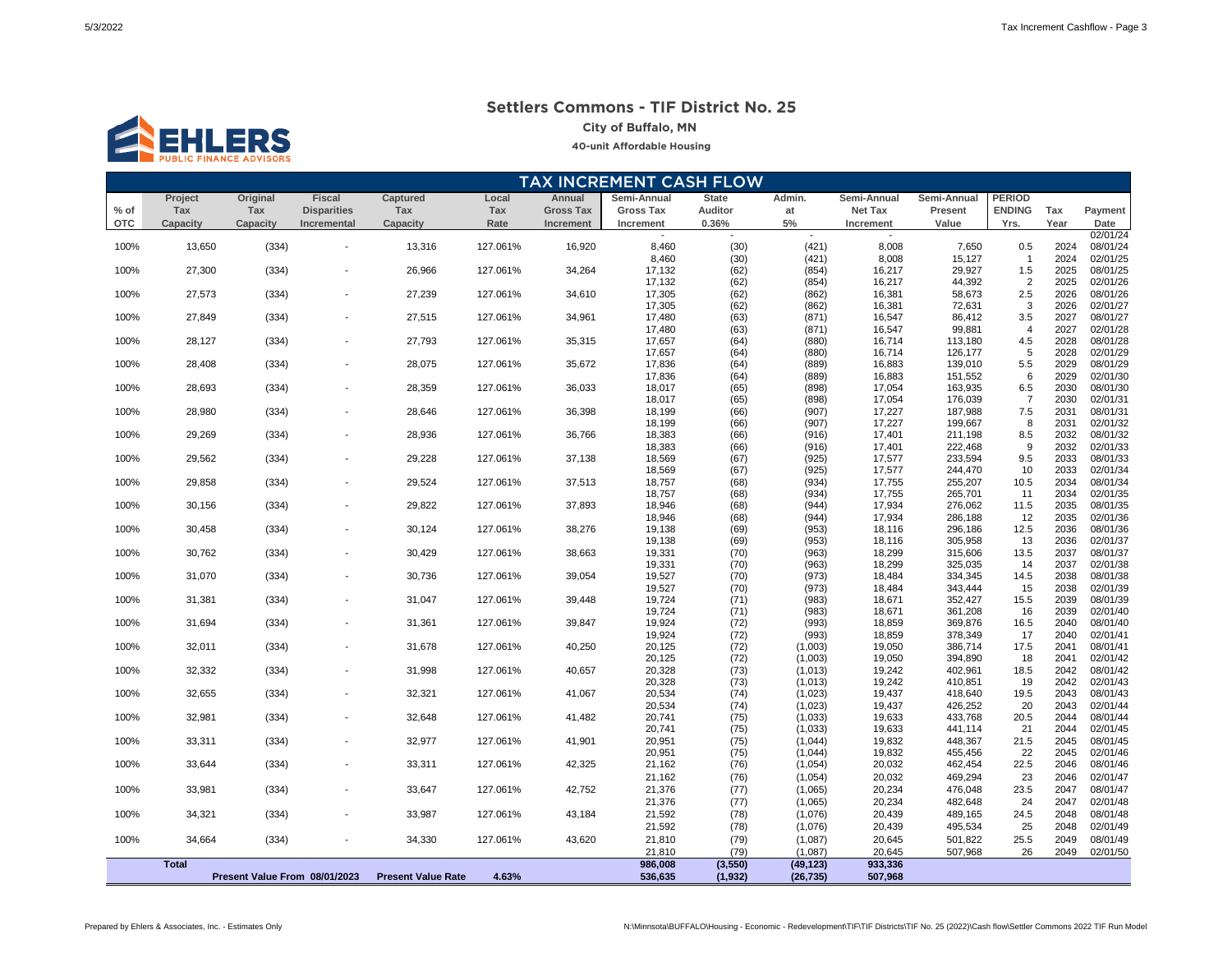## Settlers Commons - TIF District No. 25

**City of Buffalo, MN**

**40-unit Affordable Housing**

### TAX INCREMENT CASH FLOW

| % of OTC | Project Tax Capacity | Original Tax Capacity | Fiscal Disparities Incremental | Captured Tax Capacity | Local Tax Rate | Annual Gross Tax Increment | Semi-Annual Gross Tax Increment | State Auditor 0.36% | Admin. at 5% | Semi-Annual Net Tax Increment | Semi-Annual Present Value | PERIOD ENDING Yrs. | Tax Year | Payment Date |
|---|---|---|---|---|---|---|---|---|---|---|---|---|---|---|
| | | | | | | | - | - | - | - | | | | 02/01/24 |
| 100% | 13,650 | (334) | - | 13,316 | 127.061% | 16,920 | 8,460 | (30) | (421) | 8,008 | 7,650 | 0.5 | 2024 | 08/01/24 |
| | | | | | | | 8,460 | (30) | (421) | 8,008 | 15,127 | 1 | 2024 | 02/01/25 |
| 100% | 27,300 | (334) | - | 26,966 | 127.061% | 34,264 | 17,132 | (62) | (854) | 16,217 | 29,927 | 1.5 | 2025 | 08/01/25 |
| | | | | | | | 17,132 | (62) | (854) | 16,217 | 44,392 | 2 | 2025 | 02/01/26 |
| 100% | 27,573 | (334) | - | 27,239 | 127.061% | 34,610 | 17,305 | (62) | (862) | 16,381 | 58,673 | 2.5 | 2026 | 08/01/26 |
| | | | | | | | 17,305 | (62) | (862) | 16,381 | 72,631 | 3 | 2026 | 02/01/27 |
| 100% | 27,849 | (334) | - | 27,515 | 127.061% | 34,961 | 17,480 | (63) | (871) | 16,547 | 86,412 | 3.5 | 2027 | 08/01/27 |
| | | | | | | | 17,480 | (63) | (871) | 16,547 | 99,881 | 4 | 2027 | 02/01/28 |
| 100% | 28,127 | (334) | - | 27,793 | 127.061% | 35,315 | 17,657 | (64) | (880) | 16,714 | 113,180 | 4.5 | 2028 | 08/01/28 |
| | | | | | | | 17,657 | (64) | (880) | 16,714 | 126,177 | 5 | 2028 | 02/01/29 |
| 100% | 28,408 | (334) | - | 28,075 | 127.061% | 35,672 | 17,836 | (64) | (889) | 16,883 | 139,010 | 5.5 | 2029 | 08/01/29 |
| | | | | | | | 17,836 | (64) | (889) | 16,883 | 151,552 | 6 | 2029 | 02/01/30 |
| 100% | 28,693 | (334) | - | 28,359 | 127.061% | 36,033 | 18,017 | (65) | (898) | 17,054 | 163,935 | 6.5 | 2030 | 08/01/30 |
| | | | | | | | 18,017 | (65) | (898) | 17,054 | 176,039 | 7 | 2030 | 02/01/31 |
| 100% | 28,980 | (334) | - | 28,646 | 127.061% | 36,398 | 18,199 | (66) | (907) | 17,227 | 187,988 | 7.5 | 2031 | 08/01/31 |
| | | | | | | | 18,199 | (66) | (907) | 17,227 | 199,667 | 8 | 2031 | 02/01/32 |
| 100% | 29,269 | (334) | - | 28,936 | 127.061% | 36,766 | 18,383 | (66) | (916) | 17,401 | 211,198 | 8.5 | 2032 | 08/01/32 |
| | | | | | | | 18,383 | (66) | (916) | 17,401 | 222,468 | 9 | 2032 | 02/01/33 |
| 100% | 29,562 | (334) | - | 29,228 | 127.061% | 37,138 | 18,569 | (67) | (925) | 17,577 | 233,594 | 9.5 | 2033 | 08/01/33 |
| | | | | | | | 18,569 | (67) | (925) | 17,577 | 244,470 | 10 | 2033 | 02/01/34 |
| 100% | 29,858 | (334) | - | 29,524 | 127.061% | 37,513 | 18,757 | (68) | (934) | 17,755 | 255,207 | 10.5 | 2034 | 08/01/34 |
| | | | | | | | 18,757 | (68) | (934) | 17,755 | 265,701 | 11 | 2034 | 02/01/35 |
| 100% | 30,156 | (334) | - | 29,822 | 127.061% | 37,893 | 18,946 | (68) | (944) | 17,934 | 276,062 | 11.5 | 2035 | 08/01/35 |
| | | | | | | | 18,946 | (68) | (944) | 17,934 | 286,188 | 12 | 2035 | 02/01/36 |
| 100% | 30,458 | (334) | - | 30,124 | 127.061% | 38,276 | 19,138 | (69) | (953) | 18,116 | 296,186 | 12.5 | 2036 | 08/01/36 |
| | | | | | | | 19,138 | (69) | (953) | 18,116 | 305,958 | 13 | 2036 | 02/01/37 |
| 100% | 30,762 | (334) | - | 30,429 | 127.061% | 38,663 | 19,331 | (70) | (963) | 18,299 | 315,606 | 13.5 | 2037 | 08/01/37 |
| | | | | | | | 19,331 | (70) | (963) | 18,299 | 325,035 | 14 | 2037 | 02/01/38 |
| 100% | 31,070 | (334) | - | 30,736 | 127.061% | 39,054 | 19,527 | (70) | (973) | 18,484 | 334,345 | 14.5 | 2038 | 08/01/38 |
| | | | | | | | 19,527 | (70) | (973) | 18,484 | 343,444 | 15 | 2038 | 02/01/39 |
| 100% | 31,381 | (334) | - | 31,047 | 127.061% | 39,448 | 19,724 | (71) | (983) | 18,671 | 352,427 | 15.5 | 2039 | 08/01/39 |
| | | | | | | | 19,724 | (71) | (983) | 18,671 | 361,208 | 16 | 2039 | 02/01/40 |
| 100% | 31,694 | (334) | - | 31,361 | 127.061% | 39,847 | 19,924 | (72) | (993) | 18,859 | 369,876 | 16.5 | 2040 | 08/01/40 |
| | | | | | | | 19,924 | (72) | (993) | 18,859 | 378,349 | 17 | 2040 | 02/01/41 |
| 100% | 32,011 | (334) | - | 31,678 | 127.061% | 40,250 | 20,125 | (72) | (1,003) | 19,050 | 386,714 | 17.5 | 2041 | 08/01/41 |
| | | | | | | | 20,125 | (72) | (1,003) | 19,050 | 394,890 | 18 | 2041 | 02/01/42 |
| 100% | 32,332 | (334) | - | 31,998 | 127.061% | 40,657 | 20,328 | (73) | (1,013) | 19,242 | 402,961 | 18.5 | 2042 | 08/01/42 |
| | | | | | | | 20,328 | (73) | (1,013) | 19,242 | 410,851 | 19 | 2042 | 02/01/43 |
| 100% | 32,655 | (334) | - | 32,321 | 127.061% | 41,067 | 20,534 | (74) | (1,023) | 19,437 | 418,640 | 19.5 | 2043 | 08/01/43 |
| | | | | | | | 20,534 | (74) | (1,023) | 19,437 | 426,252 | 20 | 2043 | 02/01/44 |
| 100% | 32,981 | (334) | - | 32,648 | 127.061% | 41,482 | 20,741 | (75) | (1,033) | 19,633 | 433,768 | 20.5 | 2044 | 08/01/44 |
| | | | | | | | 20,741 | (75) | (1,033) | 19,633 | 441,114 | 21 | 2044 | 02/01/45 |
| 100% | 33,311 | (334) | - | 32,977 | 127.061% | 41,901 | 20,951 | (75) | (1,044) | 19,832 | 448,367 | 21.5 | 2045 | 08/01/45 |
| | | | | | | | 20,951 | (75) | (1,044) | 19,832 | 455,456 | 22 | 2045 | 02/01/46 |
| 100% | 33,644 | (334) | - | 33,311 | 127.061% | 42,325 | 21,162 | (76) | (1,054) | 20,032 | 462,454 | 22.5 | 2046 | 08/01/46 |
| | | | | | | | 21,162 | (76) | (1,054) | 20,032 | 469,294 | 23 | 2046 | 02/01/47 |
| 100% | 33,981 | (334) | - | 33,647 | 127.061% | 42,752 | 21,376 | (77) | (1,065) | 20,234 | 476,048 | 23.5 | 2047 | 08/01/47 |
| | | | | | | | 21,376 | (77) | (1,065) | 20,234 | 482,648 | 24 | 2047 | 02/01/48 |
| 100% | 34,321 | (334) | - | 33,987 | 127.061% | 43,184 | 21,592 | (78) | (1,076) | 20,439 | 489,165 | 24.5 | 2048 | 08/01/48 |
| | | | | | | | 21,592 | (78) | (1,076) | 20,439 | 495,534 | 25 | 2048 | 02/01/49 |
| 100% | 34,664 | (334) | - | 34,330 | 127.061% | 43,620 | 21,810 | (79) | (1,087) | 20,645 | 501,822 | 25.5 | 2049 | 08/01/49 |
| | | | | | | | 21,810 | (79) | (1,087) | 20,645 | 507,968 | 26 | 2049 | 02/01/50 |
| | **Total** | | | | | | **986,008** | **(3,550)** | **(49,123)** | **933,336** | | | | |
| | | **Present Value From 08/01/2023** | | **Present Value Rate** | **4.63%** | | **536,635** | **(1,932)** | **(26,735)** | **507,968** | | | | |

Prepared by Ehlers & Associates, Inc. - Estimates Only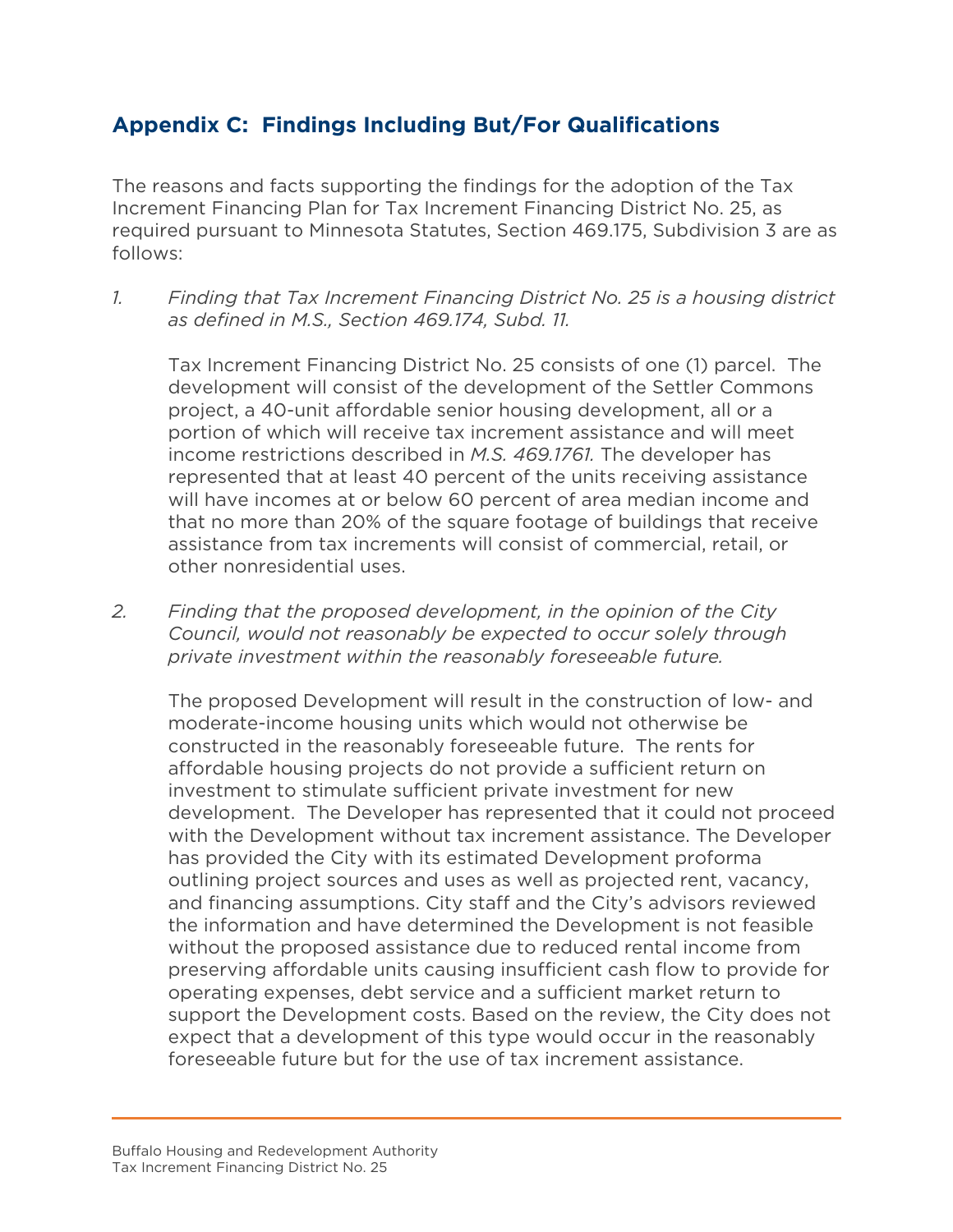## Appendix C: Findings Including But/For Qualifications

The reasons and facts supporting the findings for the adoption of the Tax Increment Financing Plan for Tax Increment Financing District No. 25, as required pursuant to Minnesota Statutes, Section 469.175, Subdivision 3 are as follows:

1. *Finding that Tax Increment Financing District No. 25 is a housing district as defined in M.S., Section 469.174, Subd. 11.*

   Tax Increment Financing District No. 25 consists of one (1) parcel. The development will consist of the development of the Settler Commons project, a 40-unit affordable senior housing development, all or a portion of which will receive tax increment assistance and will meet income restrictions described in *M.S. 469.1761.* The developer has represented that at least 40 percent of the units receiving assistance will have incomes at or below 60 percent of area median income and that no more than 20% of the square footage of buildings that receive assistance from tax increments will consist of commercial, retail, or other nonresidential uses.

2. *Finding that the proposed development, in the opinion of the City Council, would not reasonably be expected to occur solely through private investment within the reasonably foreseeable future.*

   The proposed Development will result in the construction of low- and moderate-income housing units which would not otherwise be constructed in the reasonably foreseeable future. The rents for affordable housing projects do not provide a sufficient return on investment to stimulate sufficient private investment for new development. The Developer has represented that it could not proceed with the Development without tax increment assistance. The Developer has provided the City with its estimated Development proforma outlining project sources and uses as well as projected rent, vacancy, and financing assumptions. City staff and the City's advisors reviewed the information and have determined the Development is not feasible without the proposed assistance due to reduced rental income from preserving affordable units causing insufficient cash flow to provide for operating expenses, debt service and a sufficient market return to support the Development costs. Based on the review, the City does not expect that a development of this type would occur in the reasonably foreseeable future but for the use of tax increment assistance.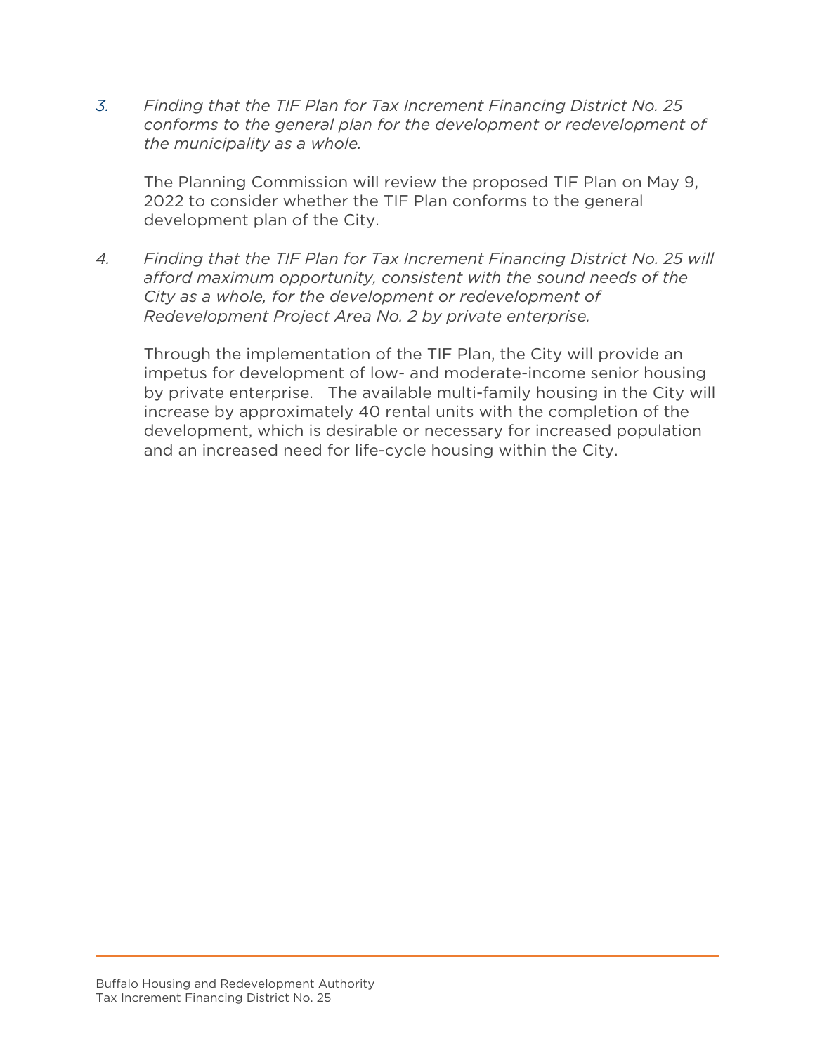3. *Finding that the TIF Plan for Tax Increment Financing District No. 25 conforms to the general plan for the development or redevelopment of the municipality as a whole.*

   The Planning Commission will review the proposed TIF Plan on May 9, 2022 to consider whether the TIF Plan conforms to the general development plan of the City.

4. *Finding that the TIF Plan for Tax Increment Financing District No. 25 will afford maximum opportunity, consistent with the sound needs of the City as a whole, for the development or redevelopment of Redevelopment Project Area No. 2 by private enterprise.*

   Through the implementation of the TIF Plan, the City will provide an impetus for development of low- and moderate-income senior housing by private enterprise. The available multi-family housing in the City will increase by approximately 40 rental units with the completion of the development, which is desirable or necessary for increased population and an increased need for life-cycle housing within the City.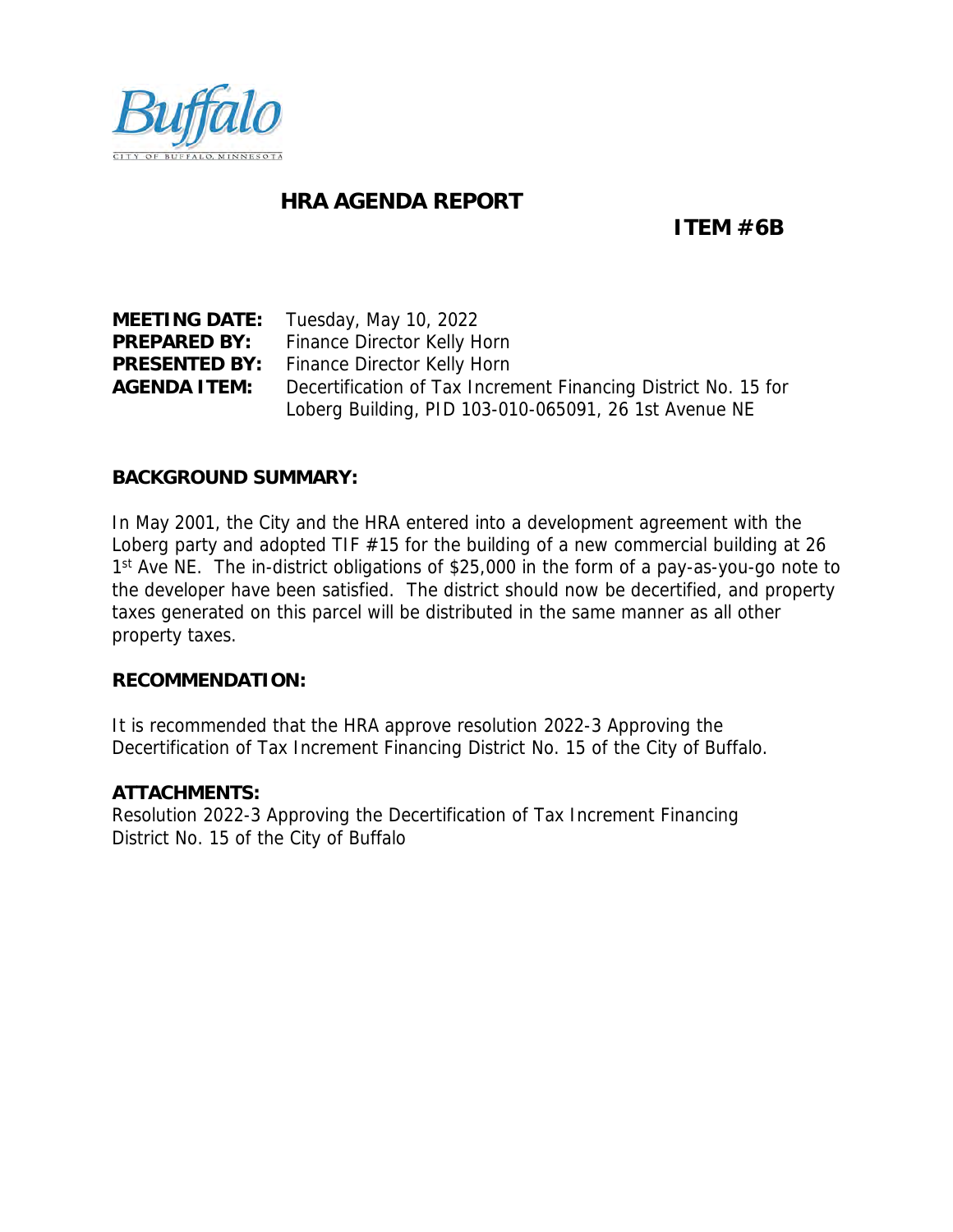Buffalo

CITY OF BUFFALO, MINNESOTA

# HRA AGENDA REPORT

**ITEM #6B**

**MEETING DATE:** Tuesday, May 10, 2022
**PREPARED BY:** Finance Director Kelly Horn
**PRESENTED BY:** Finance Director Kelly Horn
**AGENDA ITEM:** Decertification of Tax Increment Financing District No. 15 for Loberg Building, PID 103-010-065091, 26 1st Avenue NE

## BACKGROUND SUMMARY:

In May 2001, the City and the HRA entered into a development agreement with the Loberg party and adopted TIF #15 for the building of a new commercial building at 26 1st Ave NE. The in-district obligations of $25,000 in the form of a pay-as-you-go note to the developer have been satisfied. The district should now be decertified, and property taxes generated on this parcel will be distributed in the same manner as all other property taxes.

## RECOMMENDATION:

It is recommended that the HRA approve resolution 2022-3 Approving the Decertification of Tax Increment Financing District No. 15 of the City of Buffalo.

## ATTACHMENTS:

Resolution 2022-3 Approving the Decertification of Tax Increment Financing District No. 15 of the City of Buffalo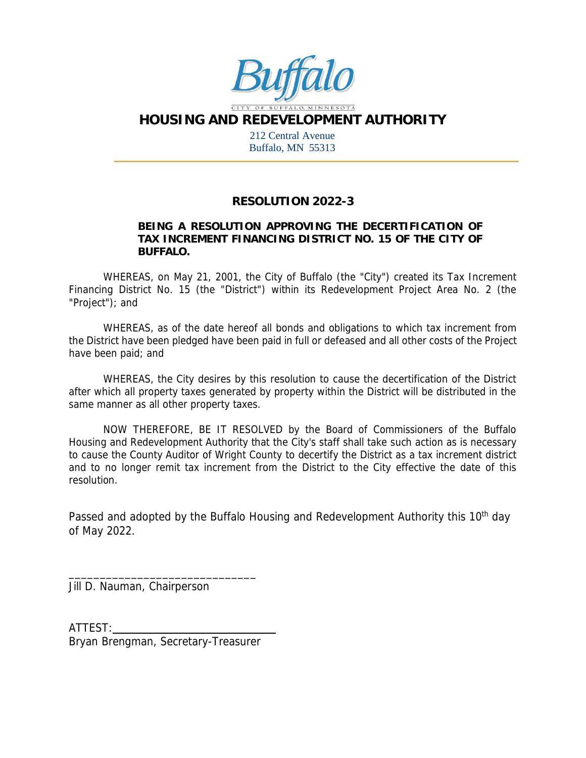Buffalo

CITY OF BUFFALO, MINNESOTA

# HOUSING AND REDEVELOPMENT AUTHORITY

212 Central Avenue
Buffalo, MN 55313

## RESOLUTION 2022-3

**BEING A RESOLUTION APPROVING THE DECERTIFICATION OF TAX INCREMENT FINANCING DISTRICT NO. 15 OF THE CITY OF BUFFALO.**

WHEREAS, on May 21, 2001, the City of Buffalo (the "City") created its Tax Increment Financing District No. 15 (the "District") within its Redevelopment Project Area No. 2 (the "Project"); and

WHEREAS, as of the date hereof all bonds and obligations to which tax increment from the District have been pledged have been paid in full or defeased and all other costs of the Project have been paid; and

WHEREAS, the City desires by this resolution to cause the decertification of the District after which all property taxes generated by property within the District will be distributed in the same manner as all other property taxes.

NOW THEREFORE, BE IT RESOLVED by the Board of Commissioners of the Buffalo Housing and Redevelopment Authority that the City's staff shall take such action as is necessary to cause the County Auditor of Wright County to decertify the District as a tax increment district and to no longer remit tax increment from the District to the City effective the date of this resolution.

Passed and adopted by the Buffalo Housing and Redevelopment Authority this 10th day of May 2022.

______________________________
Jill D. Nauman, Chairperson

ATTEST:______________________________
Bryan Brengman, Secretary-Treasurer